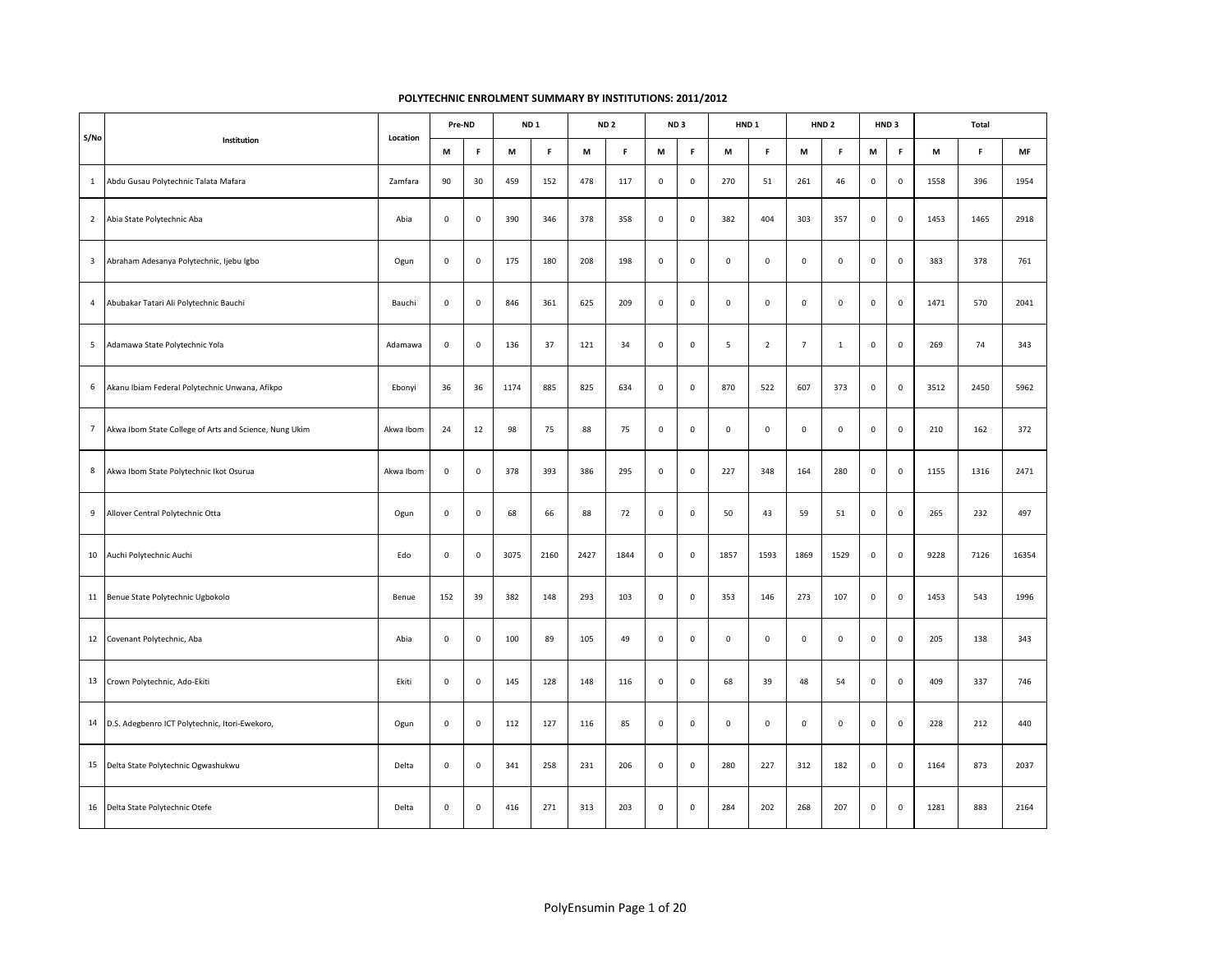**POLYTECHNIC ENROLMENT SUMMARY BY INSTITUTIONS: 2011/2012**

| S/No | Institution | Location | Pre-ND | | ND 1 | | ND 2 | | ND 3 | | HND 1 | | HND 2 | | HND 3 | | Total | | |
|---|---|---|---|---|---|---|---|---|---|---|---|---|---|---|---|---|---|---|---|
| | | | M | F | M | F | M | F | M | F | M | F | M | F | M | F | M | F | MF |
| 1 | Abdu Gusau Polytechnic Talata Mafara | Zamfara | 90 | 30 | 459 | 152 | 478 | 117 | 0 | 0 | 270 | 51 | 261 | 46 | 0 | 0 | 1558 | 396 | 1954 |
| 2 | Abia State Polytechnic Aba | Abia | 0 | 0 | 390 | 346 | 378 | 358 | 0 | 0 | 382 | 404 | 303 | 357 | 0 | 0 | 1453 | 1465 | 2918 |
| 3 | Abraham Adesanya Polytechnic, Ijebu Igbo | Ogun | 0 | 0 | 175 | 180 | 208 | 198 | 0 | 0 | 0 | 0 | 0 | 0 | 0 | 0 | 383 | 378 | 761 |
| 4 | Abubakar Tatari Ali Polytechnic Bauchi | Bauchi | 0 | 0 | 846 | 361 | 625 | 209 | 0 | 0 | 0 | 0 | 0 | 0 | 0 | 0 | 1471 | 570 | 2041 |
| 5 | Adamawa State Polytechnic Yola | Adamawa | 0 | 0 | 136 | 37 | 121 | 34 | 0 | 0 | 5 | 2 | 7 | 1 | 0 | 0 | 269 | 74 | 343 |
| 6 | Akanu Ibiam Federal Polytechnic Unwana, Afikpo | Ebonyi | 36 | 36 | 1174 | 885 | 825 | 634 | 0 | 0 | 870 | 522 | 607 | 373 | 0 | 0 | 3512 | 2450 | 5962 |
| 7 | Akwa Ibom State College of Arts and Science, Nung Ukim | Akwa Ibom | 24 | 12 | 98 | 75 | 88 | 75 | 0 | 0 | 0 | 0 | 0 | 0 | 0 | 0 | 210 | 162 | 372 |
| 8 | Akwa Ibom State Polytechnic Ikot Osurua | Akwa Ibom | 0 | 0 | 378 | 393 | 386 | 295 | 0 | 0 | 227 | 348 | 164 | 280 | 0 | 0 | 1155 | 1316 | 2471 |
| 9 | Allover Central Polytechnic Otta | Ogun | 0 | 0 | 68 | 66 | 88 | 72 | 0 | 0 | 50 | 43 | 59 | 51 | 0 | 0 | 265 | 232 | 497 |
| 10 | Auchi Polytechnic Auchi | Edo | 0 | 0 | 3075 | 2160 | 2427 | 1844 | 0 | 0 | 1857 | 1593 | 1869 | 1529 | 0 | 0 | 9228 | 7126 | 16354 |
| 11 | Benue State Polytechnic Ugbokolo | Benue | 152 | 39 | 382 | 148 | 293 | 103 | 0 | 0 | 353 | 146 | 273 | 107 | 0 | 0 | 1453 | 543 | 1996 |
| 12 | Covenant Polytechnic, Aba | Abia | 0 | 0 | 100 | 89 | 105 | 49 | 0 | 0 | 0 | 0 | 0 | 0 | 0 | 0 | 205 | 138 | 343 |
| 13 | Crown Polytechnic, Ado-Ekiti | Ekiti | 0 | 0 | 145 | 128 | 148 | 116 | 0 | 0 | 68 | 39 | 48 | 54 | 0 | 0 | 409 | 337 | 746 |
| 14 | D.S. Adegbenro ICT Polytechnic, Itori-Ewekoro, | Ogun | 0 | 0 | 112 | 127 | 116 | 85 | 0 | 0 | 0 | 0 | 0 | 0 | 0 | 0 | 228 | 212 | 440 |
| 15 | Delta State Polytechnic Ogwashukwu | Delta | 0 | 0 | 341 | 258 | 231 | 206 | 0 | 0 | 280 | 227 | 312 | 182 | 0 | 0 | 1164 | 873 | 2037 |
| 16 | Delta State Polytechnic Otefe | Delta | 0 | 0 | 416 | 271 | 313 | 203 | 0 | 0 | 284 | 202 | 268 | 207 | 0 | 0 | 1281 | 883 | 2164 |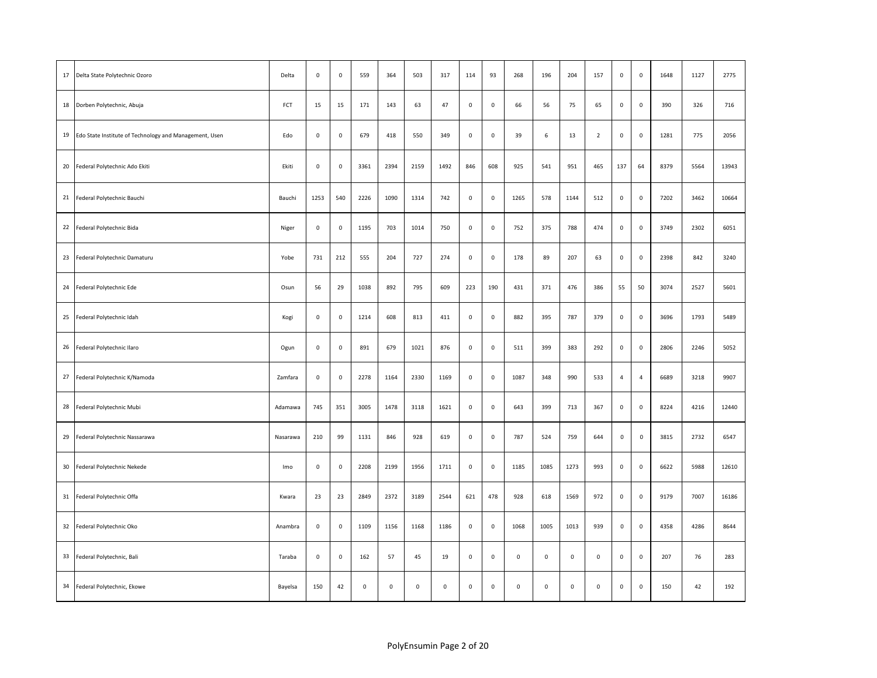| 17 | Delta State Polytechnic Ozoro | Delta | 0 | 0 | 559 | 364 | 503 | 317 | 114 | 93 | 268 | 196 | 204 | 157 | 0 | 0 | 1648 | 1127 | 2775 |
|---|---|---|---|---|---|---|---|---|---|---|---|---|---|---|---|---|---|---|---|
| 18 | Dorben Polytechnic, Abuja | FCT | 15 | 15 | 171 | 143 | 63 | 47 | 0 | 0 | 66 | 56 | 75 | 65 | 0 | 0 | 390 | 326 | 716 |
| 19 | Edo State Institute of Technology and Management, Usen | Edo | 0 | 0 | 679 | 418 | 550 | 349 | 0 | 0 | 39 | 6 | 13 | 2 | 0 | 0 | 1281 | 775 | 2056 |
| 20 | Federal Polytechnic Ado Ekiti | Ekiti | 0 | 0 | 3361 | 2394 | 2159 | 1492 | 846 | 608 | 925 | 541 | 951 | 465 | 137 | 64 | 8379 | 5564 | 13943 |
| 21 | Federal Polytechnic Bauchi | Bauchi | 1253 | 540 | 2226 | 1090 | 1314 | 742 | 0 | 0 | 1265 | 578 | 1144 | 512 | 0 | 0 | 7202 | 3462 | 10664 |
| 22 | Federal Polytechnic Bida | Niger | 0 | 0 | 1195 | 703 | 1014 | 750 | 0 | 0 | 752 | 375 | 788 | 474 | 0 | 0 | 3749 | 2302 | 6051 |
| 23 | Federal Polytechnic Damaturu | Yobe | 731 | 212 | 555 | 204 | 727 | 274 | 0 | 0 | 178 | 89 | 207 | 63 | 0 | 0 | 2398 | 842 | 3240 |
| 24 | Federal Polytechnic Ede | Osun | 56 | 29 | 1038 | 892 | 795 | 609 | 223 | 190 | 431 | 371 | 476 | 386 | 55 | 50 | 3074 | 2527 | 5601 |
| 25 | Federal Polytechnic Idah | Kogi | 0 | 0 | 1214 | 608 | 813 | 411 | 0 | 0 | 882 | 395 | 787 | 379 | 0 | 0 | 3696 | 1793 | 5489 |
| 26 | Federal Polytechnic Ilaro | Ogun | 0 | 0 | 891 | 679 | 1021 | 876 | 0 | 0 | 511 | 399 | 383 | 292 | 0 | 0 | 2806 | 2246 | 5052 |
| 27 | Federal Polytechnic K/Namoda | Zamfara | 0 | 0 | 2278 | 1164 | 2330 | 1169 | 0 | 0 | 1087 | 348 | 990 | 533 | 4 | 4 | 6689 | 3218 | 9907 |
| 28 | Federal Polytechnic Mubi | Adamawa | 745 | 351 | 3005 | 1478 | 3118 | 1621 | 0 | 0 | 643 | 399 | 713 | 367 | 0 | 0 | 8224 | 4216 | 12440 |
| 29 | Federal Polytechnic Nassarawa | Nasarawa | 210 | 99 | 1131 | 846 | 928 | 619 | 0 | 0 | 787 | 524 | 759 | 644 | 0 | 0 | 3815 | 2732 | 6547 |
| 30 | Federal Polytechnic Nekede | Imo | 0 | 0 | 2208 | 2199 | 1956 | 1711 | 0 | 0 | 1185 | 1085 | 1273 | 993 | 0 | 0 | 6622 | 5988 | 12610 |
| 31 | Federal Polytechnic Offa | Kwara | 23 | 23 | 2849 | 2372 | 3189 | 2544 | 621 | 478 | 928 | 618 | 1569 | 972 | 0 | 0 | 9179 | 7007 | 16186 |
| 32 | Federal Polytechnic Oko | Anambra | 0 | 0 | 1109 | 1156 | 1168 | 1186 | 0 | 0 | 1068 | 1005 | 1013 | 939 | 0 | 0 | 4358 | 4286 | 8644 |
| 33 | Federal Polytechnic, Bali | Taraba | 0 | 0 | 162 | 57 | 45 | 19 | 0 | 0 | 0 | 0 | 0 | 0 | 0 | 0 | 207 | 76 | 283 |
| 34 | Federal Polytechnic, Ekowe | Bayelsa | 150 | 42 | 0 | 0 | 0 | 0 | 0 | 0 | 0 | 0 | 0 | 0 | 0 | 0 | 150 | 42 | 192 |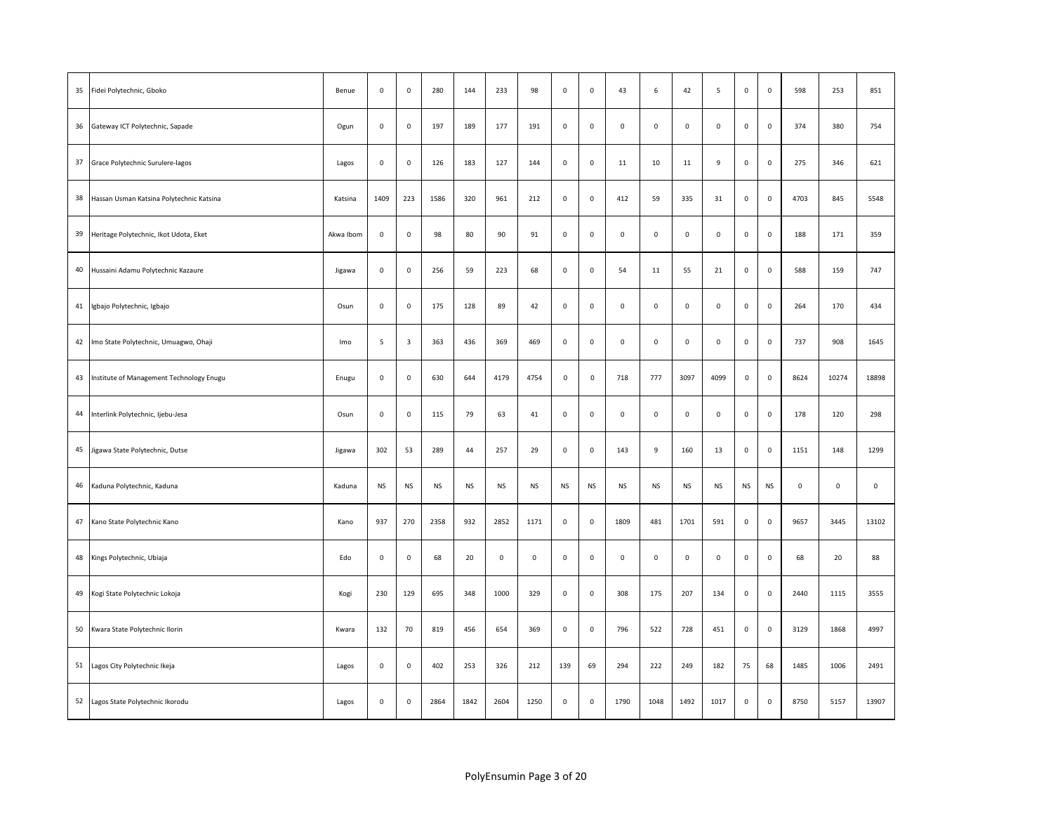| | | | | | | | | | | | | | | | | | | | |
|---|---|---|---|---|---|---|---|---|---|---|---|---|---|---|---|---|---|---|---|
| 35 | Fidei Polytechnic, Gboko | Benue | 0 | 0 | 280 | 144 | 233 | 98 | 0 | 0 | 43 | 6 | 42 | 5 | 0 | 0 | 598 | 253 | 851 |
| 36 | Gateway ICT Polytechnic, Sapade | Ogun | 0 | 0 | 197 | 189 | 177 | 191 | 0 | 0 | 0 | 0 | 0 | 0 | 0 | 0 | 374 | 380 | 754 |
| 37 | Grace Polytechnic Surulere-lagos | Lagos | 0 | 0 | 126 | 183 | 127 | 144 | 0 | 0 | 11 | 10 | 11 | 9 | 0 | 0 | 275 | 346 | 621 |
| 38 | Hassan Usman Katsina Polytechnic Katsina | Katsina | 1409 | 223 | 1586 | 320 | 961 | 212 | 0 | 0 | 412 | 59 | 335 | 31 | 0 | 0 | 4703 | 845 | 5548 |
| 39 | Heritage Polytechnic, Ikot Udota, Eket | Akwa Ibom | 0 | 0 | 98 | 80 | 90 | 91 | 0 | 0 | 0 | 0 | 0 | 0 | 0 | 0 | 188 | 171 | 359 |
| 40 | Hussaini Adamu Polytechnic Kazaure | Jigawa | 0 | 0 | 256 | 59 | 223 | 68 | 0 | 0 | 54 | 11 | 55 | 21 | 0 | 0 | 588 | 159 | 747 |
| 41 | Igbajo Polytechnic, Igbajo | Osun | 0 | 0 | 175 | 128 | 89 | 42 | 0 | 0 | 0 | 0 | 0 | 0 | 0 | 0 | 264 | 170 | 434 |
| 42 | Imo State Polytechnic, Umuagwo, Ohaji | Imo | 5 | 3 | 363 | 436 | 369 | 469 | 0 | 0 | 0 | 0 | 0 | 0 | 0 | 0 | 737 | 908 | 1645 |
| 43 | Institute of Management Technology Enugu | Enugu | 0 | 0 | 630 | 644 | 4179 | 4754 | 0 | 0 | 718 | 777 | 3097 | 4099 | 0 | 0 | 8624 | 10274 | 18898 |
| 44 | Interlink Polytechnic, Ijebu-Jesa | Osun | 0 | 0 | 115 | 79 | 63 | 41 | 0 | 0 | 0 | 0 | 0 | 0 | 0 | 0 | 178 | 120 | 298 |
| 45 | Jigawa State Polytechnic, Dutse | Jigawa | 302 | 53 | 289 | 44 | 257 | 29 | 0 | 0 | 143 | 9 | 160 | 13 | 0 | 0 | 1151 | 148 | 1299 |
| 46 | Kaduna Polytechnic, Kaduna | Kaduna | NS | NS | NS | NS | NS | NS | NS | NS | NS | NS | NS | NS | NS | NS | 0 | 0 | 0 |
| 47 | Kano State Polytechnic Kano | Kano | 937 | 270 | 2358 | 932 | 2852 | 1171 | 0 | 0 | 1809 | 481 | 1701 | 591 | 0 | 0 | 9657 | 3445 | 13102 |
| 48 | Kings Polytechnic, Ubiaja | Edo | 0 | 0 | 68 | 20 | 0 | 0 | 0 | 0 | 0 | 0 | 0 | 0 | 0 | 0 | 68 | 20 | 88 |
| 49 | Kogi State Polytechnic Lokoja | Kogi | 230 | 129 | 695 | 348 | 1000 | 329 | 0 | 0 | 308 | 175 | 207 | 134 | 0 | 0 | 2440 | 1115 | 3555 |
| 50 | Kwara State Polytechnic Ilorin | Kwara | 132 | 70 | 819 | 456 | 654 | 369 | 0 | 0 | 796 | 522 | 728 | 451 | 0 | 0 | 3129 | 1868 | 4997 |
| 51 | Lagos City Polytechnic Ikeja | Lagos | 0 | 0 | 402 | 253 | 326 | 212 | 139 | 69 | 294 | 222 | 249 | 182 | 75 | 68 | 1485 | 1006 | 2491 |
| 52 | Lagos State Polytechnic Ikorodu | Lagos | 0 | 0 | 2864 | 1842 | 2604 | 1250 | 0 | 0 | 1790 | 1048 | 1492 | 1017 | 0 | 0 | 8750 | 5157 | 13907 |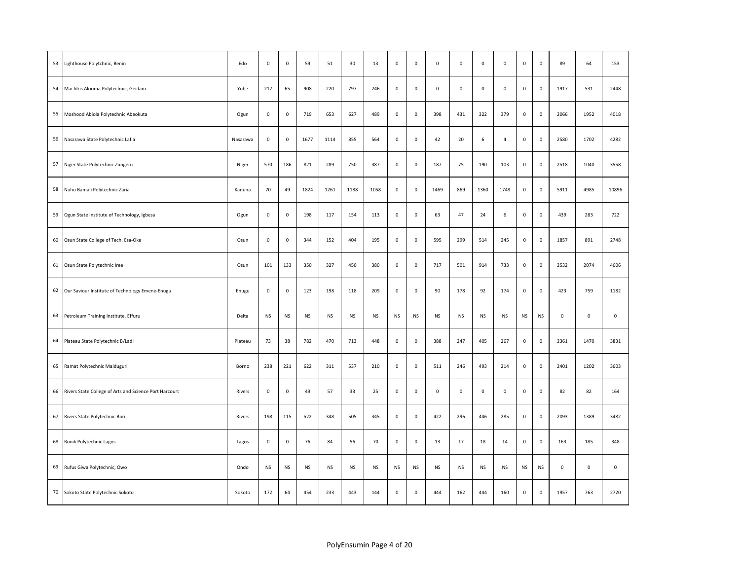| | | | | | | | | | | | | | | | | | | | |
|---|---|---|---|---|---|---|---|---|---|---|---|---|---|---|---|---|---|---|---|
| 53 | Lighthouse Polytchnic, Benin | Edo | 0 | 0 | 59 | 51 | 30 | 13 | 0 | 0 | 0 | 0 | 0 | 0 | 0 | 0 | 89 | 64 | 153 |
| 54 | Mai Idris Alooma Polytechnic, Geidam | Yobe | 212 | 65 | 908 | 220 | 797 | 246 | 0 | 0 | 0 | 0 | 0 | 0 | 0 | 0 | 1917 | 531 | 2448 |
| 55 | Moshood Abiola Polytechnic Abeokuta | Ogun | 0 | 0 | 719 | 653 | 627 | 489 | 0 | 0 | 398 | 431 | 322 | 379 | 0 | 0 | 2066 | 1952 | 4018 |
| 56 | Nasarawa State Polytechnic Lafia | Nasarawa | 0 | 0 | 1677 | 1114 | 855 | 564 | 0 | 0 | 42 | 20 | 6 | 4 | 0 | 0 | 2580 | 1702 | 4282 |
| 57 | Niger State Polytechnic Zungeru | Niger | 570 | 186 | 821 | 289 | 750 | 387 | 0 | 0 | 187 | 75 | 190 | 103 | 0 | 0 | 2518 | 1040 | 3558 |
| 58 | Nuhu Bamali Polytechnic Zaria | Kaduna | 70 | 49 | 1824 | 1261 | 1188 | 1058 | 0 | 0 | 1469 | 869 | 1360 | 1748 | 0 | 0 | 5911 | 4985 | 10896 |
| 59 | Ogun State Institute of Technology, Igbesa | Ogun | 0 | 0 | 198 | 117 | 154 | 113 | 0 | 0 | 63 | 47 | 24 | 6 | 0 | 0 | 439 | 283 | 722 |
| 60 | Osun State College of Tech. Esa-Oke | Osun | 0 | 0 | 344 | 152 | 404 | 195 | 0 | 0 | 595 | 299 | 514 | 245 | 0 | 0 | 1857 | 891 | 2748 |
| 61 | Osun State Polytechnic Iree | Osun | 101 | 133 | 350 | 327 | 450 | 380 | 0 | 0 | 717 | 501 | 914 | 733 | 0 | 0 | 2532 | 2074 | 4606 |
| 62 | Our Saviour Institute of Technology Emene-Enugu | Enugu | 0 | 0 | 123 | 198 | 118 | 209 | 0 | 0 | 90 | 178 | 92 | 174 | 0 | 0 | 423 | 759 | 1182 |
| 63 | Petroleum Training Institute, Effuru | Delta | NS | NS | NS | NS | NS | NS | NS | NS | NS | NS | NS | NS | NS | NS | 0 | 0 | 0 |
| 64 | Plateau State Polytechnic B/Ladi | Plateau | 73 | 38 | 782 | 470 | 713 | 448 | 0 | 0 | 388 | 247 | 405 | 267 | 0 | 0 | 2361 | 1470 | 3831 |
| 65 | Ramat Polytechnic Maiduguri | Borno | 238 | 221 | 622 | 311 | 537 | 210 | 0 | 0 | 511 | 246 | 493 | 214 | 0 | 0 | 2401 | 1202 | 3603 |
| 66 | Rivers State College of Arts and Science Port Harcourt | Rivers | 0 | 0 | 49 | 57 | 33 | 25 | 0 | 0 | 0 | 0 | 0 | 0 | 0 | 0 | 82 | 82 | 164 |
| 67 | Rivers State Polytechnic Bori | Rivers | 198 | 115 | 522 | 348 | 505 | 345 | 0 | 0 | 422 | 296 | 446 | 285 | 0 | 0 | 2093 | 1389 | 3482 |
| 68 | Ronik Polytechnic Lagos | Lagos | 0 | 0 | 76 | 84 | 56 | 70 | 0 | 0 | 13 | 17 | 18 | 14 | 0 | 0 | 163 | 185 | 348 |
| 69 | Rufus Giwa Polytechnic, Owo | Ondo | NS | NS | NS | NS | NS | NS | NS | NS | NS | NS | NS | NS | NS | NS | 0 | 0 | 0 |
| 70 | Sokoto State Polytechnic Sokoto | Sokoto | 172 | 64 | 454 | 233 | 443 | 144 | 0 | 0 | 444 | 162 | 444 | 160 | 0 | 0 | 1957 | 763 | 2720 |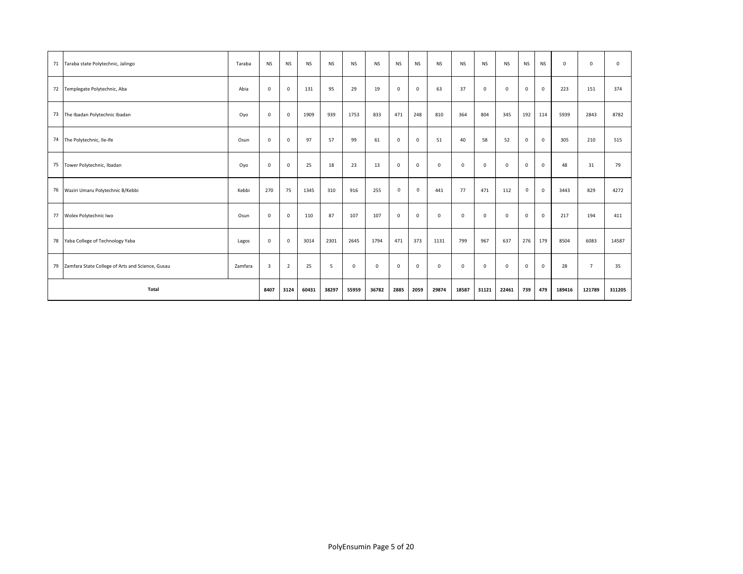| 71 | Taraba state Polytechnic, Jalingo | Taraba | NS | NS | NS | NS | NS | NS | NS | NS | NS | NS | NS | NS | NS | NS | 0 | 0 | 0 |
|---|---|---|---|---|---|---|---|---|---|---|---|---|---|---|---|---|---|---|---|
| 72 | Templegate Polytechnic, Aba | Abia | 0 | 0 | 131 | 95 | 29 | 19 | 0 | 0 | 63 | 37 | 0 | 0 | 0 | 0 | 223 | 151 | 374 |
| 73 | The Ibadan Polytechnic Ibadan | Oyo | 0 | 0 | 1909 | 939 | 1753 | 833 | 471 | 248 | 810 | 364 | 804 | 345 | 192 | 114 | 5939 | 2843 | 8782 |
| 74 | The Polytechnic, Ile-Ife | Osun | 0 | 0 | 97 | 57 | 99 | 61 | 0 | 0 | 51 | 40 | 58 | 52 | 0 | 0 | 305 | 210 | 515 |
| 75 | Tower Polytechnic, Ibadan | Oyo | 0 | 0 | 25 | 18 | 23 | 13 | 0 | 0 | 0 | 0 | 0 | 0 | 0 | 0 | 48 | 31 | 79 |
| 76 | Waziri Umaru Polytechnic B/Kebbi | Kebbi | 270 | 75 | 1345 | 310 | 916 | 255 | 0 | 0 | 441 | 77 | 471 | 112 | 0 | 0 | 3443 | 829 | 4272 |
| 77 | Wolex Polytechnic Iwo | Osun | 0 | 0 | 110 | 87 | 107 | 107 | 0 | 0 | 0 | 0 | 0 | 0 | 0 | 0 | 217 | 194 | 411 |
| 78 | Yaba College of Technology Yaba | Lagos | 0 | 0 | 3014 | 2301 | 2645 | 1794 | 471 | 373 | 1131 | 799 | 967 | 637 | 276 | 179 | 8504 | 6083 | 14587 |
| 79 | Zamfara State College of Arts and Science, Gusau | Zamfara | 3 | 2 | 25 | 5 | 0 | 0 | 0 | 0 | 0 | 0 | 0 | 0 | 0 | 0 | 28 | 7 | 35 |
| **Total** | | | **8407** | **3124** | **60431** | **38297** | **55959** | **36782** | **2885** | **2059** | **29874** | **18587** | **31121** | **22461** | **739** | **479** | **189416** | **121789** | **311205** |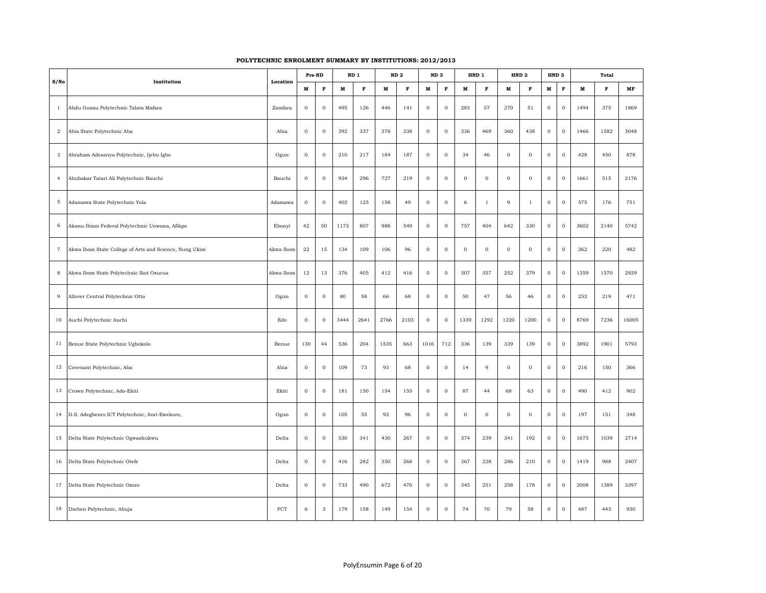**POLYTECHNIC ENROLMENT SUMMARY BY INSTITUTIONS: 2012/2013**

| S/No | Institution | Location | Pre-ND | | ND 1 | | ND 2 | | ND 3 | | HND 1 | | HND 2 | | HND 3 | | Total | | |
|---|---|---|---|---|---|---|---|---|---|---|---|---|---|---|---|---|---|---|---|
| | | | M | F | M | F | M | F | M | F | M | F | M | F | M | F | M | F | MF |
| 1 | Abdu Gusau Polytechnic Talata Mafara | Zamfara | 0 | 0 | 495 | 126 | 446 | 141 | 0 | 0 | 283 | 57 | 270 | 51 | 0 | 0 | 1494 | 375 | 1869 |
| 2 | Abia State Polytechnic Aba | Abia | 0 | 0 | 392 | 337 | 378 | 338 | 0 | 0 | 336 | 469 | 360 | 438 | 0 | 0 | 1466 | 1582 | 3048 |
| 3 | Abraham Adesanya Polytechnic, Ijebu Igbo | Ogun | 0 | 0 | 210 | 217 | 184 | 187 | 0 | 0 | 34 | 46 | 0 | 0 | 0 | 0 | 428 | 450 | 878 |
| 4 | Abubakar Tatari Ali Polytechnic Bauchi | Bauchi | 0 | 0 | 934 | 296 | 727 | 219 | 0 | 0 | 0 | 0 | 0 | 0 | 0 | 0 | 1661 | 515 | 2176 |
| 5 | Adamawa State Polytechnic Yola | Adamawa | 0 | 0 | 402 | 125 | 158 | 49 | 0 | 0 | 6 | 1 | 9 | 1 | 0 | 0 | 575 | 176 | 751 |
| 6 | Akanu Ibiam Federal Polytechnic Unwana, Afikpo | Ebonyi | 42 | 50 | 1173 | 807 | 988 | 549 | 0 | 0 | 757 | 404 | 642 | 330 | 0 | 0 | 3602 | 2140 | 5742 |
| 7 | Akwa Ibom State College of Arts and Science, Nung Ukim | Akwa Ibom | 22 | 15 | 134 | 109 | 106 | 96 | 0 | 0 | 0 | 0 | 0 | 0 | 0 | 0 | 262 | 220 | 482 |
| 8 | Akwa Ibom State Polytechnic Ikot Osurua | Akwa Ibom | 12 | 13 | 376 | 405 | 412 | 416 | 0 | 0 | 307 | 357 | 252 | 379 | 0 | 0 | 1359 | 1570 | 2929 |
| 9 | Allover Central Polytechnic Otta | Ogun | 0 | 0 | 80 | 58 | 66 | 68 | 0 | 0 | 50 | 47 | 56 | 46 | 0 | 0 | 252 | 219 | 471 |
| 10 | Auchi Polytechnic Auchi | Edo | 0 | 0 | 3444 | 2641 | 2766 | 2103 | 0 | 0 | 1339 | 1292 | 1220 | 1200 | 0 | 0 | 8769 | 7236 | 16005 |
| 11 | Benue State Polytechnic Ugbokolo | Benue | 130 | 44 | 536 | 204 | 1535 | 663 | 1016 | 712 | 336 | 139 | 339 | 139 | 0 | 0 | 3892 | 1901 | 5793 |
| 12 | Covenant Polytechnic, Aba | Abia | 0 | 0 | 109 | 73 | 93 | 68 | 0 | 0 | 14 | 9 | 0 | 0 | 0 | 0 | 216 | 150 | 366 |
| 13 | Crown Polytechnic, Ado-Ekiti | Ekiti | 0 | 0 | 181 | 150 | 154 | 155 | 0 | 0 | 87 | 44 | 68 | 63 | 0 | 0 | 490 | 412 | 902 |
| 14 | D.S. Adegbenro ICT Polytechnic, Itori-Ewekoro, | Ogun | 0 | 0 | 105 | 55 | 92 | 96 | 0 | 0 | 0 | 0 | 0 | 0 | 0 | 0 | 197 | 151 | 348 |
| 15 | Delta State Polytechnic Ogwashukwu | Delta | 0 | 0 | 530 | 341 | 430 | 267 | 0 | 0 | 374 | 239 | 341 | 192 | 0 | 0 | 1675 | 1039 | 2714 |
| 16 | Delta State Polytechnic Otefe | Delta | 0 | 0 | 416 | 282 | 350 | 268 | 0 | 0 | 367 | 228 | 286 | 210 | 0 | 0 | 1419 | 988 | 2407 |
| 17 | Delta State Polytechnic Ozoro | Delta | 0 | 0 | 733 | 490 | 672 | 470 | 0 | 0 | 345 | 251 | 258 | 178 | 0 | 0 | 2008 | 1389 | 3397 |
| 18 | Dorben Polytechnic, Abuja | FCT | 6 | 3 | 179 | 158 | 149 | 154 | 0 | 0 | 74 | 70 | 79 | 58 | 0 | 0 | 487 | 443 | 930 |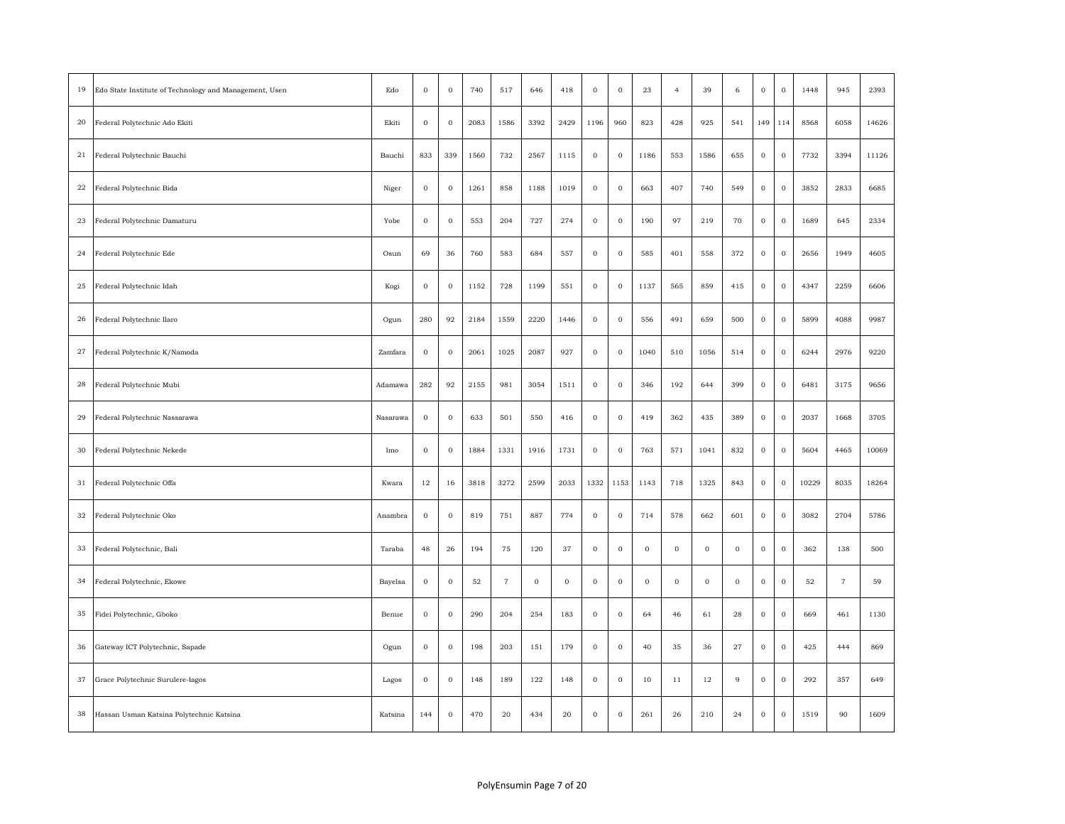| | | | | | | | | | | | | | | | | | | | | |
|---|---|---|---|---|---|---|---|---|---|---|---|---|---|---|---|---|---|---|---|---|
| 19 | Edo State Institute of Technology and Management, Usen | Edo | 0 | 0 | 740 | 517 | 646 | 418 | 0 | 0 | 23 | 4 | 39 | 6 | 0 | 0 | 1448 | 945 | 2393 |
| 20 | Federal Polytechnic Ado Ekiti | Ekiti | 0 | 0 | 2083 | 1586 | 3392 | 2429 | 1196 | 960 | 823 | 428 | 925 | 541 | 149 | 114 | 8568 | 6058 | 14626 |
| 21 | Federal Polytechnic Bauchi | Bauchi | 833 | 339 | 1560 | 732 | 2567 | 1115 | 0 | 0 | 1186 | 553 | 1586 | 655 | 0 | 0 | 7732 | 3394 | 11126 |
| 22 | Federal Polytechnic Bida | Niger | 0 | 0 | 1261 | 858 | 1188 | 1019 | 0 | 0 | 663 | 407 | 740 | 549 | 0 | 0 | 3852 | 2833 | 6685 |
| 23 | Federal Polytechnic Damaturu | Yobe | 0 | 0 | 553 | 204 | 727 | 274 | 0 | 0 | 190 | 97 | 219 | 70 | 0 | 0 | 1689 | 645 | 2334 |
| 24 | Federal Polytechnic Ede | Osun | 69 | 36 | 760 | 583 | 684 | 557 | 0 | 0 | 585 | 401 | 558 | 372 | 0 | 0 | 2656 | 1949 | 4605 |
| 25 | Federal Polytechnic Idah | Kogi | 0 | 0 | 1152 | 728 | 1199 | 551 | 0 | 0 | 1137 | 565 | 859 | 415 | 0 | 0 | 4347 | 2259 | 6606 |
| 26 | Federal Polytechnic Ilaro | Ogun | 280 | 92 | 2184 | 1559 | 2220 | 1446 | 0 | 0 | 556 | 491 | 659 | 500 | 0 | 0 | 5899 | 4088 | 9987 |
| 27 | Federal Polytechnic K/Namoda | Zamfara | 0 | 0 | 2061 | 1025 | 2087 | 927 | 0 | 0 | 1040 | 510 | 1056 | 514 | 0 | 0 | 6244 | 2976 | 9220 |
| 28 | Federal Polytechnic Mubi | Adamawa | 282 | 92 | 2155 | 981 | 3054 | 1511 | 0 | 0 | 346 | 192 | 644 | 399 | 0 | 0 | 6481 | 3175 | 9656 |
| 29 | Federal Polytechnic Nassarawa | Nasarawa | 0 | 0 | 633 | 501 | 550 | 416 | 0 | 0 | 419 | 362 | 435 | 389 | 0 | 0 | 2037 | 1668 | 3705 |
| 30 | Federal Polytechnic Nekede | Imo | 0 | 0 | 1884 | 1331 | 1916 | 1731 | 0 | 0 | 763 | 571 | 1041 | 832 | 0 | 0 | 5604 | 4465 | 10069 |
| 31 | Federal Polytechnic Offa | Kwara | 12 | 16 | 3818 | 3272 | 2599 | 2033 | 1332 | 1153 | 1143 | 718 | 1325 | 843 | 0 | 0 | 10229 | 8035 | 18264 |
| 32 | Federal Polytechnic Oko | Anambra | 0 | 0 | 819 | 751 | 887 | 774 | 0 | 0 | 714 | 578 | 662 | 601 | 0 | 0 | 3082 | 2704 | 5786 |
| 33 | Federal Polytechnic, Bali | Taraba | 48 | 26 | 194 | 75 | 120 | 37 | 0 | 0 | 0 | 0 | 0 | 0 | 0 | 0 | 362 | 138 | 500 |
| 34 | Federal Polytechnic, Ekowe | Bayelsa | 0 | 0 | 52 | 7 | 0 | 0 | 0 | 0 | 0 | 0 | 0 | 0 | 0 | 0 | 52 | 7 | 59 |
| 35 | Fidei Polytechnic, Gboko | Benue | 0 | 0 | 290 | 204 | 254 | 183 | 0 | 0 | 64 | 46 | 61 | 28 | 0 | 0 | 669 | 461 | 1130 |
| 36 | Gateway ICT Polytechnic, Sapade | Ogun | 0 | 0 | 198 | 203 | 151 | 179 | 0 | 0 | 40 | 35 | 36 | 27 | 0 | 0 | 425 | 444 | 869 |
| 37 | Grace Polytechnic Surulere-lagos | Lagos | 0 | 0 | 148 | 189 | 122 | 148 | 0 | 0 | 10 | 11 | 12 | 9 | 0 | 0 | 292 | 357 | 649 |
| 38 | Hassan Usman Katsina Polytechnic Katsina | Katsina | 144 | 0 | 470 | 20 | 434 | 20 | 0 | 0 | 261 | 26 | 210 | 24 | 0 | 0 | 1519 | 90 | 1609 |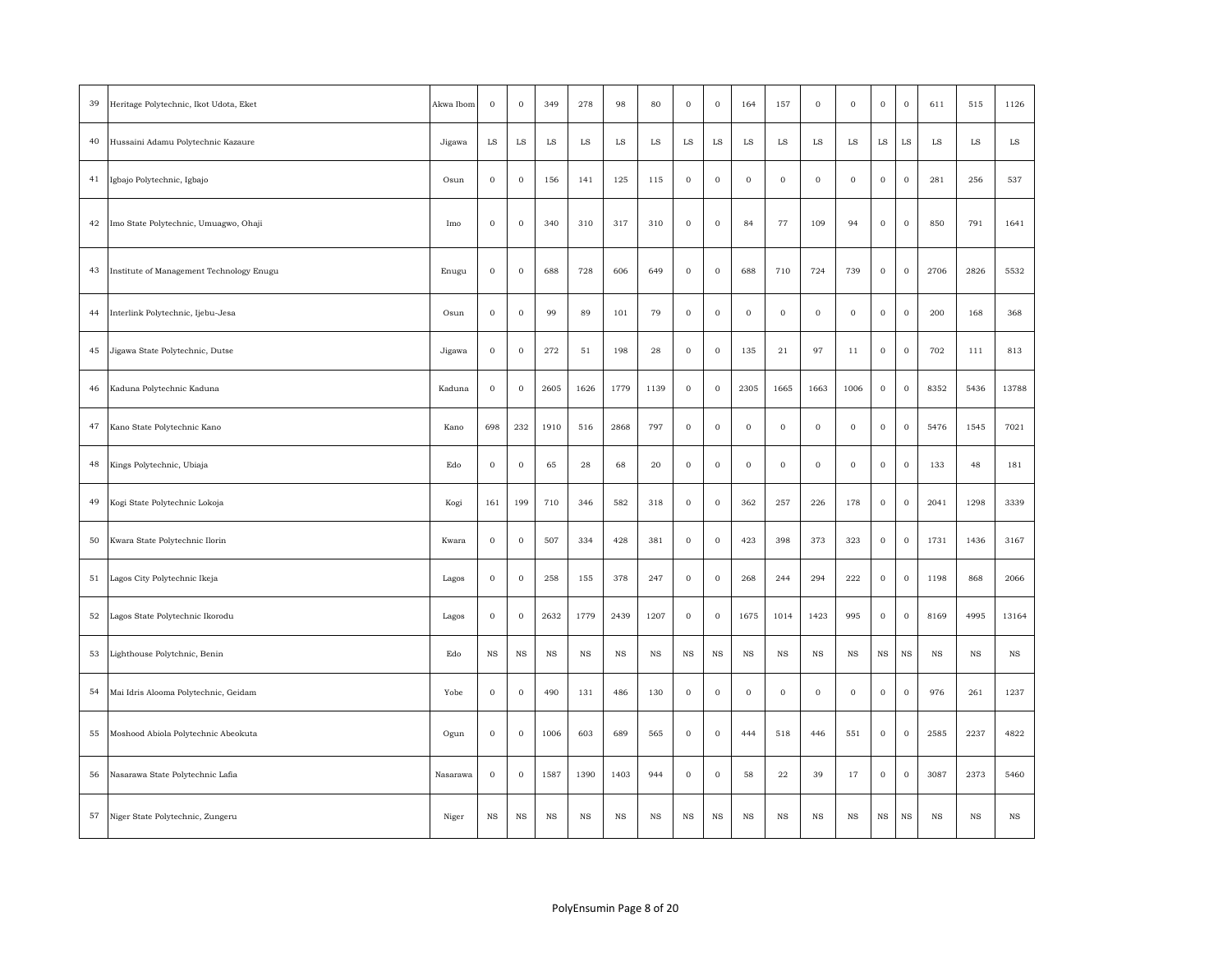| | | | | | | | | | | | | | | | | | | | | |
|---|---|---|---|---|---|---|---|---|---|---|---|---|---|---|---|---|---|---|---|---|
| 39 | Heritage Polytechnic, Ikot Udota, Eket | Akwa Ibom | 0 | 0 | 349 | 278 | 98 | 80 | 0 | 0 | 164 | 157 | 0 | 0 | 0 | 0 | 611 | 515 | 1126 |
| 40 | Hussaini Adamu Polytechnic Kazaure | Jigawa | LS | LS | LS | LS | LS | LS | LS | LS | LS | LS | LS | LS | LS | LS | LS | LS | LS |
| 41 | Igbajo Polytechnic, Igbajo | Osun | 0 | 0 | 156 | 141 | 125 | 115 | 0 | 0 | 0 | 0 | 0 | 0 | 0 | 0 | 281 | 256 | 537 |
| 42 | Imo State Polytechnic, Umuagwo, Ohaji | Imo | 0 | 0 | 340 | 310 | 317 | 310 | 0 | 0 | 84 | 77 | 109 | 94 | 0 | 0 | 850 | 791 | 1641 |
| 43 | Institute of Management Technology Enugu | Enugu | 0 | 0 | 688 | 728 | 606 | 649 | 0 | 0 | 688 | 710 | 724 | 739 | 0 | 0 | 2706 | 2826 | 5532 |
| 44 | Interlink Polytechnic, Ijebu-Jesa | Osun | 0 | 0 | 99 | 89 | 101 | 79 | 0 | 0 | 0 | 0 | 0 | 0 | 0 | 0 | 200 | 168 | 368 |
| 45 | Jigawa State Polytechnic, Dutse | Jigawa | 0 | 0 | 272 | 51 | 198 | 28 | 0 | 0 | 135 | 21 | 97 | 11 | 0 | 0 | 702 | 111 | 813 |
| 46 | Kaduna Polytechnic Kaduna | Kaduna | 0 | 0 | 2605 | 1626 | 1779 | 1139 | 0 | 0 | 2305 | 1665 | 1663 | 1006 | 0 | 0 | 8352 | 5436 | 13788 |
| 47 | Kano State Polytechnic Kano | Kano | 698 | 232 | 1910 | 516 | 2868 | 797 | 0 | 0 | 0 | 0 | 0 | 0 | 0 | 0 | 5476 | 1545 | 7021 |
| 48 | Kings Polytechnic, Ubiaja | Edo | 0 | 0 | 65 | 28 | 68 | 20 | 0 | 0 | 0 | 0 | 0 | 0 | 0 | 0 | 133 | 48 | 181 |
| 49 | Kogi State Polytechnic Lokoja | Kogi | 161 | 199 | 710 | 346 | 582 | 318 | 0 | 0 | 362 | 257 | 226 | 178 | 0 | 0 | 2041 | 1298 | 3339 |
| 50 | Kwara State Polytechnic Ilorin | Kwara | 0 | 0 | 507 | 334 | 428 | 381 | 0 | 0 | 423 | 398 | 373 | 323 | 0 | 0 | 1731 | 1436 | 3167 |
| 51 | Lagos City Polytechnic Ikeja | Lagos | 0 | 0 | 258 | 155 | 378 | 247 | 0 | 0 | 268 | 244 | 294 | 222 | 0 | 0 | 1198 | 868 | 2066 |
| 52 | Lagos State Polytechnic Ikorodu | Lagos | 0 | 0 | 2632 | 1779 | 2439 | 1207 | 0 | 0 | 1675 | 1014 | 1423 | 995 | 0 | 0 | 8169 | 4995 | 13164 |
| 53 | Lighthouse Polytchnic, Benin | Edo | NS | NS | NS | NS | NS | NS | NS | NS | NS | NS | NS | NS | NS | NS | NS | NS | NS |
| 54 | Mai Idris Alooma Polytechnic, Geidam | Yobe | 0 | 0 | 490 | 131 | 486 | 130 | 0 | 0 | 0 | 0 | 0 | 0 | 0 | 0 | 976 | 261 | 1237 |
| 55 | Moshood Abiola Polytechnic Abeokuta | Ogun | 0 | 0 | 1006 | 603 | 689 | 565 | 0 | 0 | 444 | 518 | 446 | 551 | 0 | 0 | 2585 | 2237 | 4822 |
| 56 | Nasarawa State Polytechnic Lafia | Nasarawa | 0 | 0 | 1587 | 1390 | 1403 | 944 | 0 | 0 | 58 | 22 | 39 | 17 | 0 | 0 | 3087 | 2373 | 5460 |
| 57 | Niger State Polytechnic, Zungeru | Niger | NS | NS | NS | NS | NS | NS | NS | NS | NS | NS | NS | NS | NS | NS | NS | NS | NS |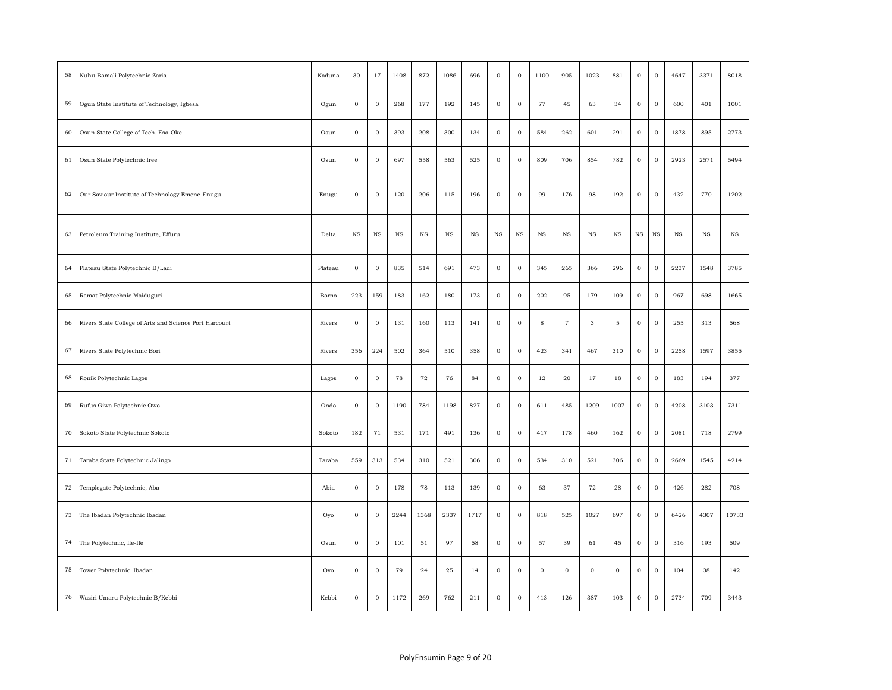| | | | | | | | | | | | | | | | | | | | | |
|---|---|---|---|---|---|---|---|---|---|---|---|---|---|---|---|---|---|---|---|---|
| 58 | Nuhu Bamali Polytechnic Zaria | Kaduna | 30 | 17 | 1408 | 872 | 1086 | 696 | 0 | 0 | 1100 | 905 | 1023 | 881 | 0 | 0 | 4647 | 3371 | 8018 |
| 59 | Ogun State Institute of Technology, Igbesa | Ogun | 0 | 0 | 268 | 177 | 192 | 145 | 0 | 0 | 77 | 45 | 63 | 34 | 0 | 0 | 600 | 401 | 1001 |
| 60 | Osun State College of Tech. Esa-Oke | Osun | 0 | 0 | 393 | 208 | 300 | 134 | 0 | 0 | 584 | 262 | 601 | 291 | 0 | 0 | 1878 | 895 | 2773 |
| 61 | Osun State Polytechnic Iree | Osun | 0 | 0 | 697 | 558 | 563 | 525 | 0 | 0 | 809 | 706 | 854 | 782 | 0 | 0 | 2923 | 2571 | 5494 |
| 62 | Our Saviour Institute of Technology Emene-Enugu | Enugu | 0 | 0 | 120 | 206 | 115 | 196 | 0 | 0 | 99 | 176 | 98 | 192 | 0 | 0 | 432 | 770 | 1202 |
| 63 | Petroleum Training Institute, Effuru | Delta | NS | NS | NS | NS | NS | NS | NS | NS | NS | NS | NS | NS | NS | NS | NS | NS | NS |
| 64 | Plateau State Polytechnic B/Ladi | Plateau | 0 | 0 | 835 | 514 | 691 | 473 | 0 | 0 | 345 | 265 | 366 | 296 | 0 | 0 | 2237 | 1548 | 3785 |
| 65 | Ramat Polytechnic Maiduguri | Borno | 223 | 159 | 183 | 162 | 180 | 173 | 0 | 0 | 202 | 95 | 179 | 109 | 0 | 0 | 967 | 698 | 1665 |
| 66 | Rivers State College of Arts and Science Port Harcourt | Rivers | 0 | 0 | 131 | 160 | 113 | 141 | 0 | 0 | 8 | 7 | 3 | 5 | 0 | 0 | 255 | 313 | 568 |
| 67 | Rivers State Polytechnic Bori | Rivers | 356 | 224 | 502 | 364 | 510 | 358 | 0 | 0 | 423 | 341 | 467 | 310 | 0 | 0 | 2258 | 1597 | 3855 |
| 68 | Ronik Polytechnic Lagos | Lagos | 0 | 0 | 78 | 72 | 76 | 84 | 0 | 0 | 12 | 20 | 17 | 18 | 0 | 0 | 183 | 194 | 377 |
| 69 | Rufus Giwa Polytechnic Owo | Ondo | 0 | 0 | 1190 | 784 | 1198 | 827 | 0 | 0 | 611 | 485 | 1209 | 1007 | 0 | 0 | 4208 | 3103 | 7311 |
| 70 | Sokoto State Polytechnic Sokoto | Sokoto | 182 | 71 | 531 | 171 | 491 | 136 | 0 | 0 | 417 | 178 | 460 | 162 | 0 | 0 | 2081 | 718 | 2799 |
| 71 | Taraba State Polytechnic Jalingo | Taraba | 559 | 313 | 534 | 310 | 521 | 306 | 0 | 0 | 534 | 310 | 521 | 306 | 0 | 0 | 2669 | 1545 | 4214 |
| 72 | Templegate Polytechnic, Aba | Abia | 0 | 0 | 178 | 78 | 113 | 139 | 0 | 0 | 63 | 37 | 72 | 28 | 0 | 0 | 426 | 282 | 708 |
| 73 | The Ibadan Polytechnic Ibadan | Oyo | 0 | 0 | 2244 | 1368 | 2337 | 1717 | 0 | 0 | 818 | 525 | 1027 | 697 | 0 | 0 | 6426 | 4307 | 10733 |
| 74 | The Polytechnic, Ile-Ife | Osun | 0 | 0 | 101 | 51 | 97 | 58 | 0 | 0 | 57 | 39 | 61 | 45 | 0 | 0 | 316 | 193 | 509 |
| 75 | Tower Polytechnic, Ibadan | Oyo | 0 | 0 | 79 | 24 | 25 | 14 | 0 | 0 | 0 | 0 | 0 | 0 | 0 | 0 | 104 | 38 | 142 |
| 76 | Waziri Umaru Polytechnic B/Kebbi | Kebbi | 0 | 0 | 1172 | 269 | 762 | 211 | 0 | 0 | 413 | 126 | 387 | 103 | 0 | 0 | 2734 | 709 | 3443 |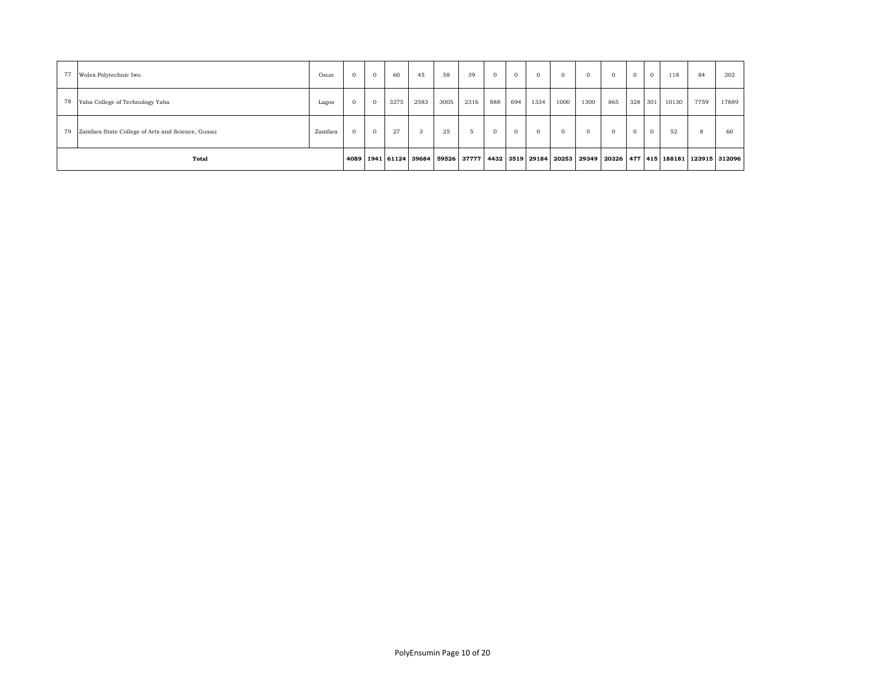| 77 | Wolex Polytechnic Iwo | Osun | 0 | 0 | 60 | 45 | 58 | 39 | 0 | 0 | 0 | 0 | 0 | 0 | 0 | 0 | 118 | 84 | 202 |
|---|---|---|---|---|---|---|---|---|---|---|---|---|---|---|---|---|---|---|---|
| 78 | Yaba College of Technology Yaba | Lagos | 0 | 0 | 3275 | 2583 | 3005 | 2316 | 888 | 694 | 1334 | 1000 | 1300 | 865 | 328 | 301 | 10130 | 7759 | 17889 |
| 79 | Zamfara State College of Arts and Science, Gusau | Zamfara | 0 | 0 | 27 | 3 | 25 | 5 | 0 | 0 | 0 | 0 | 0 | 0 | 0 | 0 | 52 | 8 | 60 |
| **Total** | | | **4089** | **1941** | **61124** | **39684** | **59526** | **37777** | **4432** | **3519** | **29184** | **20253** | **29349** | **20326** | **477** | **415** | **188181** | **123915** | **312096** |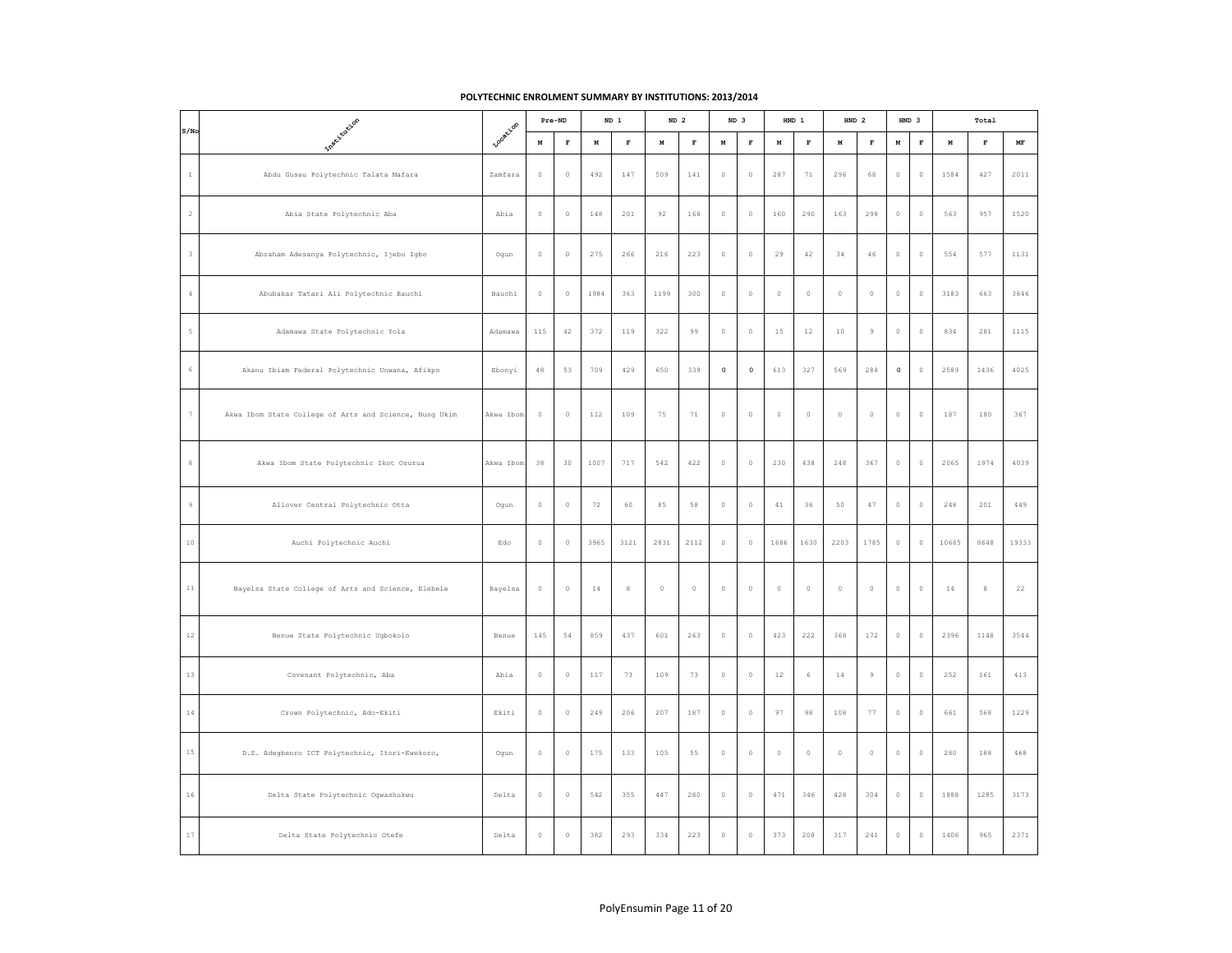# POLYTECHNIC ENROLMENT SUMMARY BY INSTITUTIONS: 2013/2014

| S/No | Institution | Location | Pre-ND | | ND 1 | | ND 2 | | ND 3 | | HND 1 | | HND 2 | | HND 3 | | Total | | |
|---|---|---|---|---|---|---|---|---|---|---|---|---|---|---|---|---|---|---|---|
| | | | M | F | M | F | M | F | M | F | M | F | M | F | M | F | M | F | MF |
| 1 | Abdu Gusau Polytechnic Talata Mafara | Zamfara | 0 | 0 | 492 | 147 | 509 | 141 | 0 | 0 | 287 | 71 | 296 | 68 | 0 | 0 | 1584 | 427 | 2011 |
| 2 | Abia State Polytechnic Aba | Abia | 0 | 0 | 148 | 201 | 92 | 168 | 0 | 0 | 160 | 290 | 163 | 298 | 0 | 0 | 563 | 957 | 1520 |
| 3 | Abraham Adesanya Polytechnic, Ijebu Igbo | Ogun | 0 | 0 | 275 | 266 | 216 | 223 | 0 | 0 | 29 | 42 | 34 | 46 | 0 | 0 | 554 | 577 | 1131 |
| 4 | Abubakar Tatari Ali Polytechnic Bauchi | Bauchi | 0 | 0 | 1984 | 363 | 1199 | 300 | 0 | 0 | 0 | 0 | 0 | 0 | 0 | 0 | 3183 | 663 | 3846 |
| 5 | Adamawa State Polytechnic Yola | Adamawa | 115 | 42 | 372 | 119 | 322 | 99 | 0 | 0 | 15 | 12 | 10 | 9 | 0 | 0 | 834 | 281 | 1115 |
| 6 | Akanu Ibiam Federal Polytechnic Unwana, Afikpo | Ebonyi | 48 | 53 | 709 | 429 | 650 | 339 | 0 | 0 | 613 | 327 | 569 | 288 | 0 | 0 | 2589 | 1436 | 4025 |
| 7 | Akwa Ibom State College of Arts and Science, Nung Ukim | Akwa Ibom | 0 | 0 | 112 | 109 | 75 | 71 | 0 | 0 | 0 | 0 | 0 | 0 | 0 | 0 | 187 | 180 | 367 |
| 8 | Akwa Ibom State Polytechnic Ikot Osurua | Akwa Ibom | 38 | 30 | 1007 | 717 | 542 | 422 | 0 | 0 | 230 | 438 | 248 | 367 | 0 | 0 | 2065 | 1974 | 4039 |
| 9 | Allover Central Polytechnic Otta | Ogun | 0 | 0 | 72 | 60 | 85 | 58 | 0 | 0 | 41 | 36 | 50 | 47 | 0 | 0 | 248 | 201 | 449 |
| 10 | Auchi Polytechnic Auchi | Edo | 0 | 0 | 3965 | 3121 | 2831 | 2112 | 0 | 0 | 1686 | 1630 | 2203 | 1785 | 0 | 0 | 10685 | 8648 | 19333 |
| 11 | Bayelsa State College of Arts and Science, Elebele | Bayelsa | 0 | 0 | 14 | 8 | 0 | 0 | 0 | 0 | 0 | 0 | 0 | 0 | 0 | 0 | 14 | 8 | 22 |
| 12 | Benue State Polytechnic Ugbokolo | Benue | 145 | 54 | 859 | 437 | 601 | 263 | 0 | 0 | 423 | 222 | 368 | 172 | 0 | 0 | 2396 | 1148 | 3544 |
| 13 | Covenant Polytechnic, Aba | Abia | 0 | 0 | 117 | 73 | 109 | 73 | 0 | 0 | 12 | 6 | 14 | 9 | 0 | 0 | 252 | 161 | 413 |
| 14 | Crown Polytechnic, Ado-Ekiti | Ekiti | 0 | 0 | 249 | 206 | 207 | 187 | 0 | 0 | 97 | 98 | 108 | 77 | 0 | 0 | 661 | 568 | 1229 |
| 15 | D.S. Adegbenro ICT Polytechnic, Itori-Ewekoro, | Ogun | 0 | 0 | 175 | 133 | 105 | 55 | 0 | 0 | 0 | 0 | 0 | 0 | 0 | 0 | 280 | 188 | 468 |
| 16 | Delta State Polytechnic Ogwashukwu | Delta | 0 | 0 | 542 | 355 | 447 | 280 | 0 | 0 | 471 | 346 | 428 | 304 | 0 | 0 | 1888 | 1285 | 3173 |
| 17 | Delta State Polytechnic Otefe | Delta | 0 | 0 | 382 | 293 | 334 | 223 | 0 | 0 | 373 | 208 | 317 | 241 | 0 | 0 | 1406 | 965 | 2371 |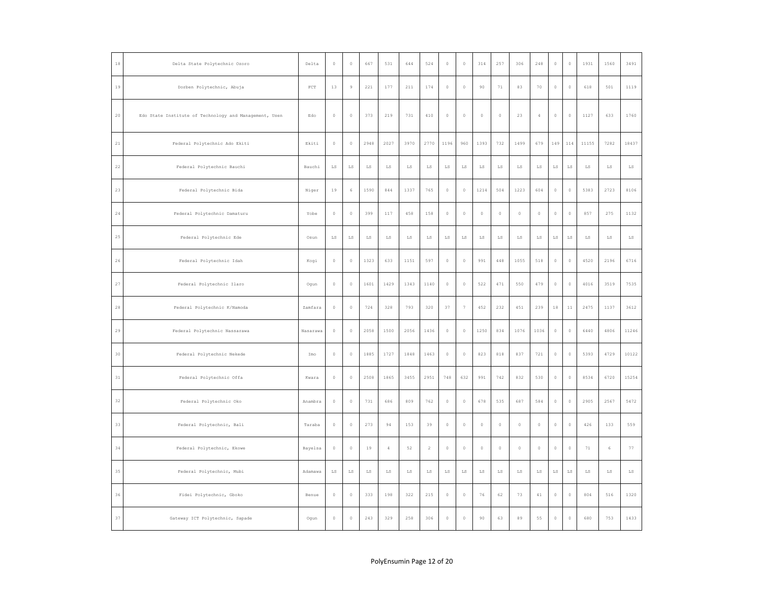| 18 | Delta State Polytechnic Ozoro | Delta | 0 | 0 | 667 | 531 | 644 | 524 | 0 | 0 | 314 | 257 | 306 | 248 | 0 | 0 | 1931 | 1560 | 3491 |
|---|---|---|---|---|---|---|---|---|---|---|---|---|---|---|---|---|---|---|---|
| 19 | Dorben Polytechnic, Abuja | FCT | 13 | 9 | 221 | 177 | 211 | 174 | 0 | 0 | 90 | 71 | 83 | 70 | 0 | 0 | 618 | 501 | 1119 |
| 20 | Edo State Institute of Technology and Management, Usen | Edo | 0 | 0 | 373 | 219 | 731 | 410 | 0 | 0 | 0 | 0 | 23 | 4 | 0 | 0 | 1127 | 633 | 1760 |
| 21 | Federal Polytechnic Ado Ekiti | Ekiti | 0 | 0 | 2948 | 2027 | 3970 | 2770 | 1196 | 960 | 1393 | 732 | 1499 | 679 | 149 | 114 | 11155 | 7282 | 18437 |
| 22 | Federal Polytechnic Bauchi | Bauchi | LS | LS | LS | LS | LS | LS | LS | LS | LS | LS | LS | LS | LS | LS | LS | LS | LS |
| 23 | Federal Polytechnic Bida | Niger | 19 | 6 | 1590 | 844 | 1337 | 765 | 0 | 0 | 1214 | 504 | 1223 | 604 | 0 | 0 | 5383 | 2723 | 8106 |
| 24 | Federal Polytechnic Damaturu | Yobe | 0 | 0 | 399 | 117 | 458 | 158 | 0 | 0 | 0 | 0 | 0 | 0 | 0 | 0 | 857 | 275 | 1132 |
| 25 | Federal Polytechnic Ede | Osun | LS | LS | LS | LS | LS | LS | LS | LS | LS | LS | LS | LS | LS | LS | LS | LS | LS |
| 26 | Federal Polytechnic Idah | Kogi | 0 | 0 | 1323 | 633 | 1151 | 597 | 0 | 0 | 991 | 448 | 1055 | 518 | 0 | 0 | 4520 | 2196 | 6716 |
| 27 | Federal Polytechnic Ilaro | Ogun | 0 | 0 | 1601 | 1429 | 1343 | 1140 | 0 | 0 | 522 | 471 | 550 | 479 | 0 | 0 | 4016 | 3519 | 7535 |
| 28 | Federal Polytechnic K/Namoda | Zamfara | 0 | 0 | 724 | 328 | 793 | 320 | 37 | 7 | 452 | 232 | 451 | 239 | 18 | 11 | 2475 | 1137 | 3612 |
| 29 | Federal Polytechnic Nassarawa | Nasarawa | 0 | 0 | 2058 | 1500 | 2056 | 1436 | 0 | 0 | 1250 | 834 | 1076 | 1036 | 0 | 0 | 6440 | 4806 | 11246 |
| 30 | Federal Polytechnic Nekede | Imo | 0 | 0 | 1885 | 1727 | 1848 | 1463 | 0 | 0 | 823 | 818 | 837 | 721 | 0 | 0 | 5393 | 4729 | 10122 |
| 31 | Federal Polytechnic Offa | Kwara | 0 | 0 | 2508 | 1865 | 3455 | 2951 | 748 | 632 | 991 | 742 | 832 | 530 | 0 | 0 | 8534 | 6720 | 15254 |
| 32 | Federal Polytechnic Oko | Anambra | 0 | 0 | 731 | 686 | 809 | 762 | 0 | 0 | 678 | 535 | 687 | 584 | 0 | 0 | 2905 | 2567 | 5472 |
| 33 | Federal Polytechnic, Bali | Taraba | 0 | 0 | 273 | 94 | 153 | 39 | 0 | 0 | 0 | 0 | 0 | 0 | 0 | 0 | 426 | 133 | 559 |
| 34 | Federal Polytechnic, Ekowe | Bayelsa | 0 | 0 | 19 | 4 | 52 | 2 | 0 | 0 | 0 | 0 | 0 | 0 | 0 | 0 | 71 | 6 | 77 |
| 35 | Federal Polytechnic, Mubi | Adamawa | LS | LS | LS | LS | LS | LS | LS | LS | LS | LS | LS | LS | LS | LS | LS | LS | LS |
| 36 | Fidei Polytechnic, Gboko | Benue | 0 | 0 | 333 | 198 | 322 | 215 | 0 | 0 | 76 | 62 | 73 | 41 | 0 | 0 | 804 | 516 | 1320 |
| 37 | Gateway ICT Polytechnic, Sapade | Ogun | 0 | 0 | 243 | 329 | 258 | 306 | 0 | 0 | 90 | 63 | 89 | 55 | 0 | 0 | 680 | 753 | 1433 |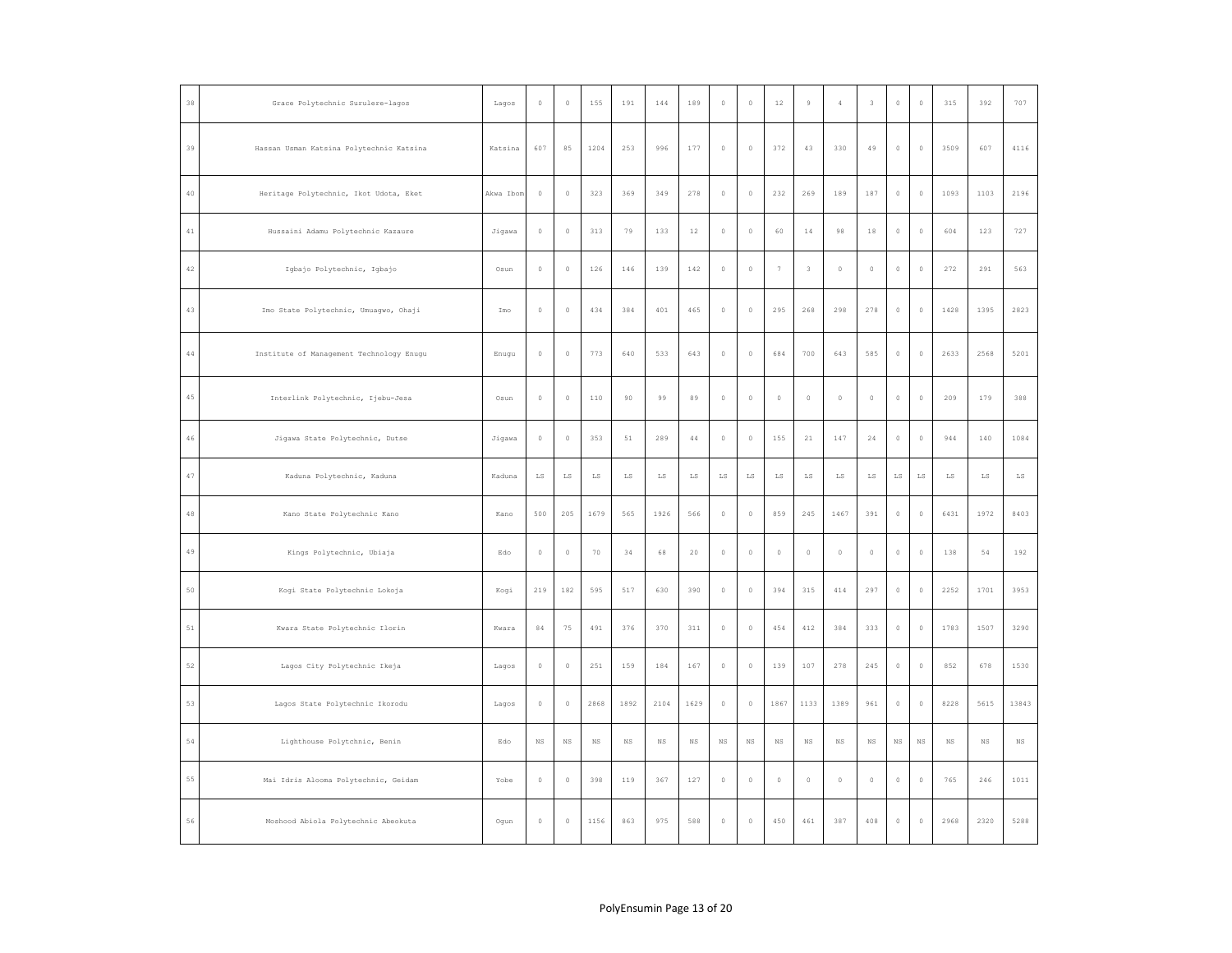| 38 | Grace Polytechnic Surulere-lagos | Lagos | 0 | 0 | 155 | 191 | 144 | 189 | 0 | 0 | 12 | 9 | 4 | 3 | 0 | 0 | 315 | 392 | 707 |
|---|---|---|---|---|---|---|---|---|---|---|---|---|---|---|---|---|---|---|---|
| 39 | Hassan Usman Katsina Polytechnic Katsina | Katsina | 607 | 85 | 1204 | 253 | 996 | 177 | 0 | 0 | 372 | 43 | 330 | 49 | 0 | 0 | 3509 | 607 | 4116 |
| 40 | Heritage Polytechnic, Ikot Udota, Eket | Akwa Ibom | 0 | 0 | 323 | 369 | 349 | 278 | 0 | 0 | 232 | 269 | 189 | 187 | 0 | 0 | 1093 | 1103 | 2196 |
| 41 | Hussaini Adamu Polytechnic Kazaure | Jigawa | 0 | 0 | 313 | 79 | 133 | 12 | 0 | 0 | 60 | 14 | 98 | 18 | 0 | 0 | 604 | 123 | 727 |
| 42 | Igbajo Polytechnic, Igbajo | Osun | 0 | 0 | 126 | 146 | 139 | 142 | 0 | 0 | 7 | 3 | 0 | 0 | 0 | 0 | 272 | 291 | 563 |
| 43 | Imo State Polytechnic, Umuagwo, Ohaji | Imo | 0 | 0 | 434 | 384 | 401 | 465 | 0 | 0 | 295 | 268 | 298 | 278 | 0 | 0 | 1428 | 1395 | 2823 |
| 44 | Institute of Management Technology Enugu | Enugu | 0 | 0 | 773 | 640 | 533 | 643 | 0 | 0 | 684 | 700 | 643 | 585 | 0 | 0 | 2633 | 2568 | 5201 |
| 45 | Interlink Polytechnic, Ijebu-Jesa | Osun | 0 | 0 | 110 | 90 | 99 | 89 | 0 | 0 | 0 | 0 | 0 | 0 | 0 | 0 | 209 | 179 | 388 |
| 46 | Jigawa State Polytechnic, Dutse | Jigawa | 0 | 0 | 353 | 51 | 289 | 44 | 0 | 0 | 155 | 21 | 147 | 24 | 0 | 0 | 944 | 140 | 1084 |
| 47 | Kaduna Polytechnic, Kaduna | Kaduna | LS | LS | LS | LS | LS | LS | LS | LS | LS | LS | LS | LS | LS | LS | LS | LS | LS |
| 48 | Kano State Polytechnic Kano | Kano | 500 | 205 | 1679 | 565 | 1926 | 566 | 0 | 0 | 859 | 245 | 1467 | 391 | 0 | 0 | 6431 | 1972 | 8403 |
| 49 | Kings Polytechnic, Ubiaja | Edo | 0 | 0 | 70 | 34 | 68 | 20 | 0 | 0 | 0 | 0 | 0 | 0 | 0 | 0 | 138 | 54 | 192 |
| 50 | Kogi State Polytechnic Lokoja | Kogi | 219 | 182 | 595 | 517 | 630 | 390 | 0 | 0 | 394 | 315 | 414 | 297 | 0 | 0 | 2252 | 1701 | 3953 |
| 51 | Kwara State Polytechnic Ilorin | Kwara | 84 | 75 | 491 | 376 | 370 | 311 | 0 | 0 | 454 | 412 | 384 | 333 | 0 | 0 | 1783 | 1507 | 3290 |
| 52 | Lagos City Polytechnic Ikeja | Lagos | 0 | 0 | 251 | 159 | 184 | 167 | 0 | 0 | 139 | 107 | 278 | 245 | 0 | 0 | 852 | 678 | 1530 |
| 53 | Lagos State Polytechnic Ikorodu | Lagos | 0 | 0 | 2868 | 1892 | 2104 | 1629 | 0 | 0 | 1867 | 1133 | 1389 | 961 | 0 | 0 | 8228 | 5615 | 13843 |
| 54 | Lighthouse Polytchnic, Benin | Edo | NS | NS | NS | NS | NS | NS | NS | NS | NS | NS | NS | NS | NS | NS | NS | NS | NS |
| 55 | Mai Idris Alooma Polytechnic, Geidam | Yobe | 0 | 0 | 398 | 119 | 367 | 127 | 0 | 0 | 0 | 0 | 0 | 0 | 0 | 0 | 765 | 246 | 1011 |
| 56 | Moshood Abiola Polytechnic Abeokuta | Ogun | 0 | 0 | 1156 | 863 | 975 | 588 | 0 | 0 | 450 | 461 | 387 | 408 | 0 | 0 | 2968 | 2320 | 5288 |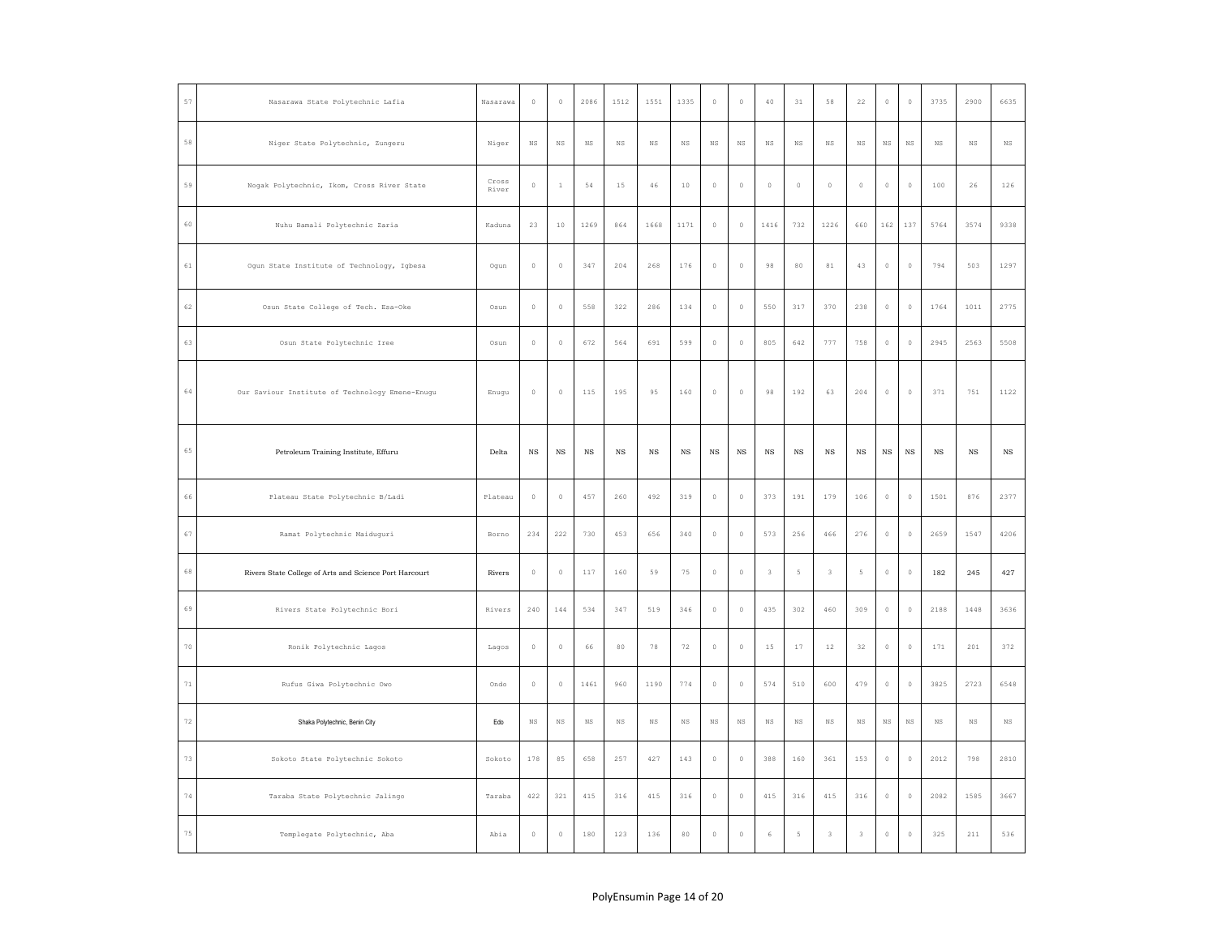| 57 | Nasarawa State Polytechnic Lafia | Nasarawa | 0 | 0 | 2086 | 1512 | 1551 | 1335 | 0 | 0 | 40 | 31 | 58 | 22 | 0 | 0 | 3735 | 2900 | 6635 |
|---|---|---|---|---|---|---|---|---|---|---|---|---|---|---|---|---|---|---|---|
| 58 | Niger State Polytechnic, Zungeru | Niger | NS | NS | NS | NS | NS | NS | NS | NS | NS | NS | NS | NS | NS | NS | NS | NS | NS |
| 59 | Nogak Polytechnic, Ikom, Cross River State | Cross River | 0 | 1 | 54 | 15 | 46 | 10 | 0 | 0 | 0 | 0 | 0 | 0 | 0 | 0 | 100 | 26 | 126 |
| 60 | Nuhu Bamali Polytechnic Zaria | Kaduna | 23 | 10 | 1269 | 864 | 1668 | 1171 | 0 | 0 | 1416 | 732 | 1226 | 660 | 162 | 137 | 5764 | 3574 | 9338 |
| 61 | Ogun State Institute of Technology, Igbesa | Ogun | 0 | 0 | 347 | 204 | 268 | 176 | 0 | 0 | 98 | 80 | 81 | 43 | 0 | 0 | 794 | 503 | 1297 |
| 62 | Osun State College of Tech. Esa-Oke | Osun | 0 | 0 | 558 | 322 | 286 | 134 | 0 | 0 | 550 | 317 | 370 | 238 | 0 | 0 | 1764 | 1011 | 2775 |
| 63 | Osun State Polytechnic Iree | Osun | 0 | 0 | 672 | 564 | 691 | 599 | 0 | 0 | 805 | 642 | 777 | 758 | 0 | 0 | 2945 | 2563 | 5508 |
| 64 | Our Saviour Institute of Technology Emene-Enugu | Enugu | 0 | 0 | 115 | 195 | 95 | 160 | 0 | 0 | 98 | 192 | 63 | 204 | 0 | 0 | 371 | 751 | 1122 |
| 65 | Petroleum Training Institute, Effuru | Delta | NS | NS | NS | NS | NS | NS | NS | NS | NS | NS | NS | NS | NS | NS | NS | NS | NS |
| 66 | Plateau State Polytechnic B/Ladi | Plateau | 0 | 0 | 457 | 260 | 492 | 319 | 0 | 0 | 373 | 191 | 179 | 106 | 0 | 0 | 1501 | 876 | 2377 |
| 67 | Ramat Polytechnic Maiduguri | Borno | 234 | 222 | 730 | 453 | 656 | 340 | 0 | 0 | 573 | 256 | 466 | 276 | 0 | 0 | 2659 | 1547 | 4206 |
| 68 | Rivers State College of Arts and Science Port Harcourt | Rivers | 0 | 0 | 117 | 160 | 59 | 75 | 0 | 0 | 3 | 5 | 3 | 5 | 0 | 0 | 182 | 245 | 427 |
| 69 | Rivers State Polytechnic Bori | Rivers | 240 | 144 | 534 | 347 | 519 | 346 | 0 | 0 | 435 | 302 | 460 | 309 | 0 | 0 | 2188 | 1448 | 3636 |
| 70 | Ronik Polytechnic Lagos | Lagos | 0 | 0 | 66 | 80 | 78 | 72 | 0 | 0 | 15 | 17 | 12 | 32 | 0 | 0 | 171 | 201 | 372 |
| 71 | Rufus Giwa Polytechnic Owo | Ondo | 0 | 0 | 1461 | 960 | 1190 | 774 | 0 | 0 | 574 | 510 | 600 | 479 | 0 | 0 | 3825 | 2723 | 6548 |
| 72 | Shaka Polytechnic, Benin City | Edo | NS | NS | NS | NS | NS | NS | NS | NS | NS | NS | NS | NS | NS | NS | NS | NS | NS |
| 73 | Sokoto State Polytechnic Sokoto | Sokoto | 178 | 85 | 658 | 257 | 427 | 143 | 0 | 0 | 388 | 160 | 361 | 153 | 0 | 0 | 2012 | 798 | 2810 |
| 74 | Taraba State Polytechnic Jalingo | Taraba | 422 | 321 | 415 | 316 | 415 | 316 | 0 | 0 | 415 | 316 | 415 | 316 | 0 | 0 | 2082 | 1585 | 3667 |
| 75 | Templegate Polytechnic, Aba | Abia | 0 | 0 | 180 | 123 | 136 | 80 | 0 | 0 | 6 | 5 | 3 | 3 | 0 | 0 | 325 | 211 | 536 |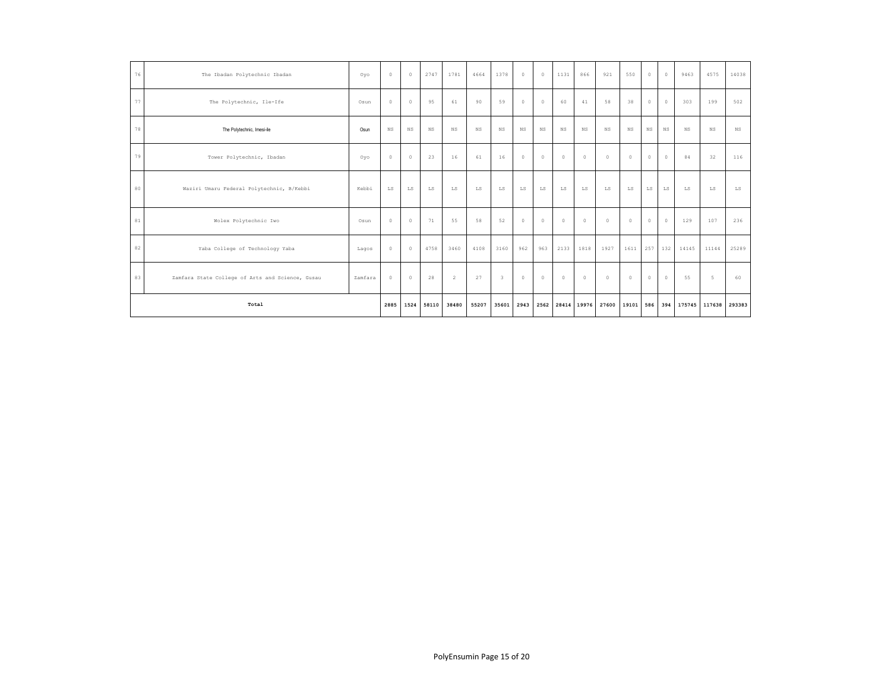| 76 | The Ibadan Polytechnic Ibadan | Oyo | 0 | 0 | 2747 | 1781 | 4664 | 1378 | 0 | 0 | 1131 | 866 | 921 | 550 | 0 | 0 | 9463 | 4575 | 14038 |
|---|---|---|---|---|---|---|---|---|---|---|---|---|---|---|---|---|---|---|---|
| 77 | The Polytechnic, Ile-Ife | Osun | 0 | 0 | 95 | 61 | 90 | 59 | 0 | 0 | 60 | 41 | 58 | 38 | 0 | 0 | 303 | 199 | 502 |
| 78 | The Polytechnic, Imesi-ile | Osun | NS | NS | NS | NS | NS | NS | NS | NS | NS | NS | NS | NS | NS | NS | NS | NS | NS |
| 79 | Tower Polytechnic, Ibadan | Oyo | 0 | 0 | 23 | 16 | 61 | 16 | 0 | 0 | 0 | 0 | 0 | 0 | 0 | 0 | 84 | 32 | 116 |
| 80 | Waziri Umaru Federal Polytechnic, B/Kebbi | Kebbi | LS | LS | LS | LS | LS | LS | LS | LS | LS | LS | LS | LS | LS | LS | LS | LS | LS |
| 81 | Wolex Polytechnic Iwo | Osun | 0 | 0 | 71 | 55 | 58 | 52 | 0 | 0 | 0 | 0 | 0 | 0 | 0 | 0 | 129 | 107 | 236 |
| 82 | Yaba College of Technology Yaba | Lagos | 0 | 0 | 4758 | 3460 | 4108 | 3160 | 962 | 963 | 2133 | 1818 | 1927 | 1611 | 257 | 132 | 14145 | 11144 | 25289 |
| 83 | Zamfara State College of Arts and Science, Gusau | Zamfara | 0 | 0 | 28 | 2 | 27 | 3 | 0 | 0 | 0 | 0 | 0 | 0 | 0 | 0 | 55 | 5 | 60 |
| **Total** | | | **2885** | **1524** | **58110** | **38480** | **55207** | **35601** | **2943** | **2562** | **28414** | **19976** | **27600** | **19101** | **586** | **394** | **175745** | **117638** | **293383** |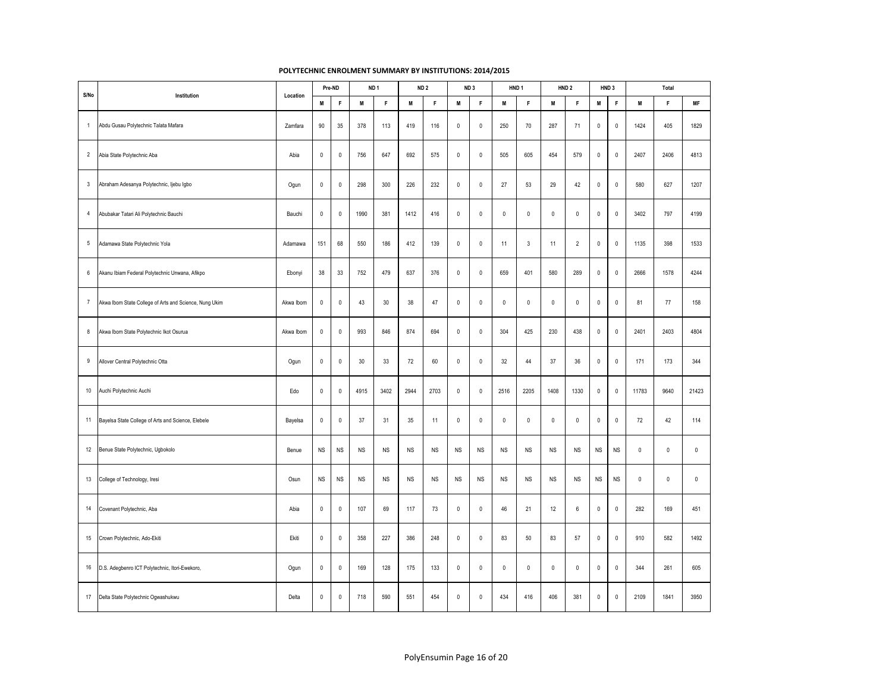**POLYTECHNIC ENROLMENT SUMMARY BY INSTITUTIONS: 2014/2015**

| S/No | Institution | Location | Pre-ND | | ND 1 | | ND 2 | | ND 3 | | HND 1 | | HND 2 | | HND 3 | | Total | | |
|---|---|---|---|---|---|---|---|---|---|---|---|---|---|---|---|---|---|---|---|
| | | | M | F | M | F | M | F | M | F | M | F | M | F | M | F | M | F | MF |
| 1 | Abdu Gusau Polytechnic Talata Mafara | Zamfara | 90 | 35 | 378 | 113 | 419 | 116 | 0 | 0 | 250 | 70 | 287 | 71 | 0 | 0 | 1424 | 405 | 1829 |
| 2 | Abia State Polytechnic Aba | Abia | 0 | 0 | 756 | 647 | 692 | 575 | 0 | 0 | 505 | 605 | 454 | 579 | 0 | 0 | 2407 | 2406 | 4813 |
| 3 | Abraham Adesanya Polytechnic, Ijebu Igbo | Ogun | 0 | 0 | 298 | 300 | 226 | 232 | 0 | 0 | 27 | 53 | 29 | 42 | 0 | 0 | 580 | 627 | 1207 |
| 4 | Abubakar Tatari Ali Polytechnic Bauchi | Bauchi | 0 | 0 | 1990 | 381 | 1412 | 416 | 0 | 0 | 0 | 0 | 0 | 0 | 0 | 0 | 3402 | 797 | 4199 |
| 5 | Adamawa State Polytechnic Yola | Adamawa | 151 | 68 | 550 | 186 | 412 | 139 | 0 | 0 | 11 | 3 | 11 | 2 | 0 | 0 | 1135 | 398 | 1533 |
| 6 | Akanu Ibiam Federal Polytechnic Unwana, Afikpo | Ebonyi | 38 | 33 | 752 | 479 | 637 | 376 | 0 | 0 | 659 | 401 | 580 | 289 | 0 | 0 | 2666 | 1578 | 4244 |
| 7 | Akwa Ibom State College of Arts and Science, Nung Ukim | Akwa Ibom | 0 | 0 | 43 | 30 | 38 | 47 | 0 | 0 | 0 | 0 | 0 | 0 | 0 | 0 | 81 | 77 | 158 |
| 8 | Akwa Ibom State Polytechnic Ikot Osurua | Akwa Ibom | 0 | 0 | 993 | 846 | 874 | 694 | 0 | 0 | 304 | 425 | 230 | 438 | 0 | 0 | 2401 | 2403 | 4804 |
| 9 | Allover Central Polytechnic Otta | Ogun | 0 | 0 | 30 | 33 | 72 | 60 | 0 | 0 | 32 | 44 | 37 | 36 | 0 | 0 | 171 | 173 | 344 |
| 10 | Auchi Polytechnic Auchi | Edo | 0 | 0 | 4915 | 3402 | 2944 | 2703 | 0 | 0 | 2516 | 2205 | 1408 | 1330 | 0 | 0 | 11783 | 9640 | 21423 |
| 11 | Bayelsa State College of Arts and Science, Elebele | Bayelsa | 0 | 0 | 37 | 31 | 35 | 11 | 0 | 0 | 0 | 0 | 0 | 0 | 0 | 0 | 72 | 42 | 114 |
| 12 | Benue State Polytechnic, Ugbokolo | Benue | NS | NS | NS | NS | NS | NS | NS | NS | NS | NS | NS | NS | NS | NS | 0 | 0 | 0 |
| 13 | College of Technology, Iresi | Osun | NS | NS | NS | NS | NS | NS | NS | NS | NS | NS | NS | NS | NS | NS | 0 | 0 | 0 |
| 14 | Covenant Polytechnic, Aba | Abia | 0 | 0 | 107 | 69 | 117 | 73 | 0 | 0 | 46 | 21 | 12 | 6 | 0 | 0 | 282 | 169 | 451 |
| 15 | Crown Polytechnic, Ado-Ekiti | Ekiti | 0 | 0 | 358 | 227 | 386 | 248 | 0 | 0 | 83 | 50 | 83 | 57 | 0 | 0 | 910 | 582 | 1492 |
| 16 | D.S. Adegbenro ICT Polytechnic, Itori-Ewekoro, | Ogun | 0 | 0 | 169 | 128 | 175 | 133 | 0 | 0 | 0 | 0 | 0 | 0 | 0 | 0 | 344 | 261 | 605 |
| 17 | Delta State Polytechnic Ogwashukwu | Delta | 0 | 0 | 718 | 590 | 551 | 454 | 0 | 0 | 434 | 416 | 406 | 381 | 0 | 0 | 2109 | 1841 | 3950 |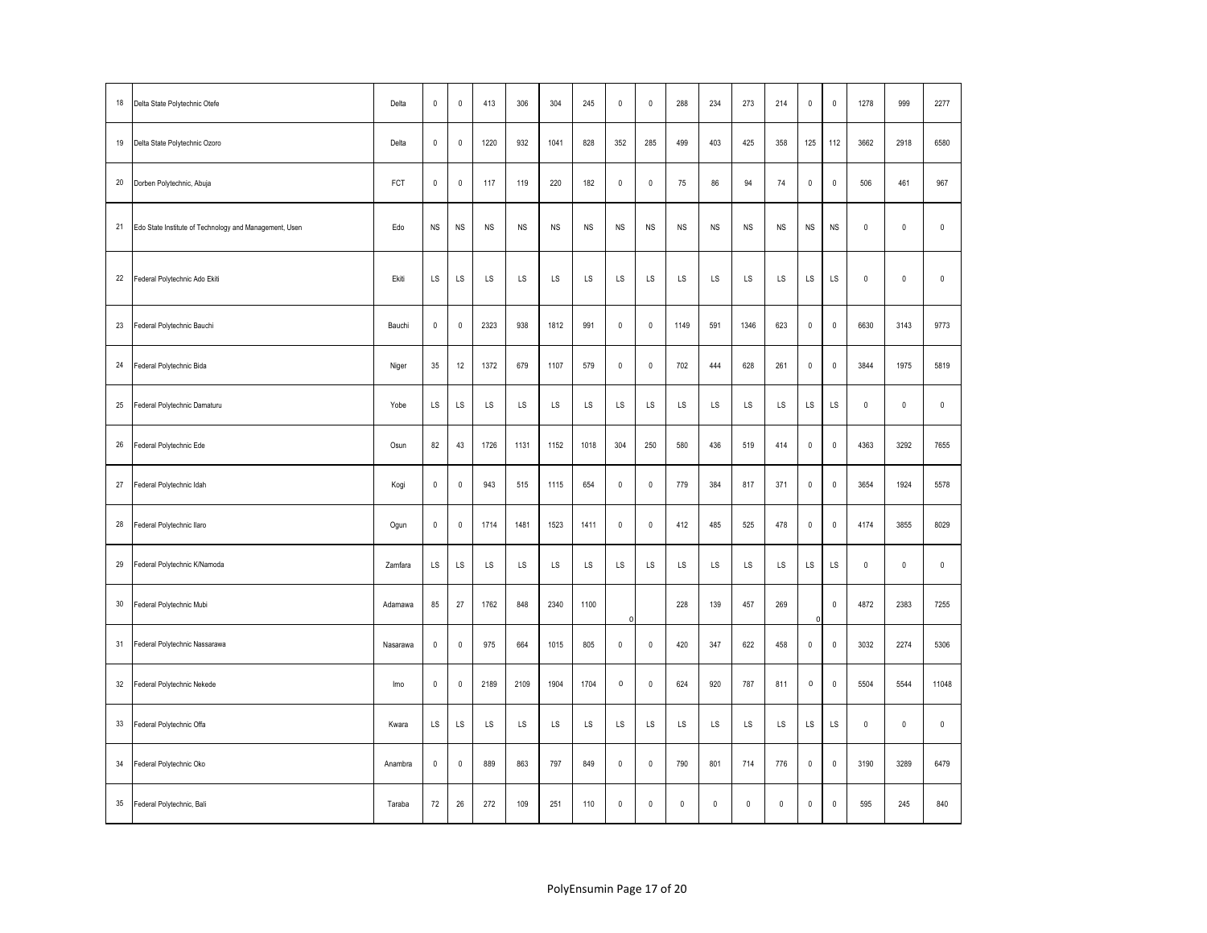| | | | | | | | | | | | | | | | | | | | | | |
|---|---|---|---|---|---|---|---|---|---|---|---|---|---|---|---|---|---|---|---|---|---|
| 18 | Delta State Polytechnic Otefe | Delta | 0 | 0 | 413 | 306 | 304 | 245 | 0 | 0 | 288 | 234 | 273 | 214 | 0 | 0 | 1278 | 999 | 2277 |
| 19 | Delta State Polytechnic Ozoro | Delta | 0 | 0 | 1220 | 932 | 1041 | 828 | 352 | 285 | 499 | 403 | 425 | 358 | 125 | 112 | 3662 | 2918 | 6580 |
| 20 | Dorben Polytechnic, Abuja | FCT | 0 | 0 | 117 | 119 | 220 | 182 | 0 | 0 | 75 | 86 | 94 | 74 | 0 | 0 | 506 | 461 | 967 |
| 21 | Edo State Institute of Technology and Management, Usen | Edo | NS | NS | NS | NS | NS | NS | NS | NS | NS | NS | NS | NS | NS | NS | 0 | 0 | 0 |
| 22 | Federal Polytechnic Ado Ekiti | Ekiti | LS | LS | LS | LS | LS | LS | LS | LS | LS | LS | LS | LS | LS | LS | 0 | 0 | 0 |
| 23 | Federal Polytechnic Bauchi | Bauchi | 0 | 0 | 2323 | 938 | 1812 | 991 | 0 | 0 | 1149 | 591 | 1346 | 623 | 0 | 0 | 6630 | 3143 | 9773 |
| 24 | Federal Polytechnic Bida | Niger | 35 | 12 | 1372 | 679 | 1107 | 579 | 0 | 0 | 702 | 444 | 628 | 261 | 0 | 0 | 3844 | 1975 | 5819 |
| 25 | Federal Polytechnic Damaturu | Yobe | LS | LS | LS | LS | LS | LS | LS | LS | LS | LS | LS | LS | LS | LS | 0 | 0 | 0 |
| 26 | Federal Polytechnic Ede | Osun | 82 | 43 | 1726 | 1131 | 1152 | 1018 | 304 | 250 | 580 | 436 | 519 | 414 | 0 | 0 | 4363 | 3292 | 7655 |
| 27 | Federal Polytechnic Idah | Kogi | 0 | 0 | 943 | 515 | 1115 | 654 | 0 | 0 | 779 | 384 | 817 | 371 | 0 | 0 | 3654 | 1924 | 5578 |
| 28 | Federal Polytechnic Ilaro | Ogun | 0 | 0 | 1714 | 1481 | 1523 | 1411 | 0 | 0 | 412 | 485 | 525 | 478 | 0 | 0 | 4174 | 3855 | 8029 |
| 29 | Federal Polytechnic K/Namoda | Zamfara | LS | LS | LS | LS | LS | LS | LS | LS | LS | LS | LS | LS | LS | LS | 0 | 0 | 0 |
| 30 | Federal Polytechnic Mubi | Adamawa | 85 | 27 | 1762 | 848 | 2340 | 1100 | 0 | | 228 | 139 | 457 | 269 | 0 | 0 | 4872 | 2383 | 7255 |
| 31 | Federal Polytechnic Nassarawa | Nasarawa | 0 | 0 | 975 | 664 | 1015 | 805 | 0 | 0 | 420 | 347 | 622 | 458 | 0 | 0 | 3032 | 2274 | 5306 |
| 32 | Federal Polytechnic Nekede | Imo | 0 | 0 | 2189 | 2109 | 1904 | 1704 | 0 | 0 | 624 | 920 | 787 | 811 | 0 | 0 | 5504 | 5544 | 11048 |
| 33 | Federal Polytechnic Offa | Kwara | LS | LS | LS | LS | LS | LS | LS | LS | LS | LS | LS | LS | LS | LS | 0 | 0 | 0 |
| 34 | Federal Polytechnic Oko | Anambra | 0 | 0 | 889 | 863 | 797 | 849 | 0 | 0 | 790 | 801 | 714 | 776 | 0 | 0 | 3190 | 3289 | 6479 |
| 35 | Federal Polytechnic, Bali | Taraba | 72 | 26 | 272 | 109 | 251 | 110 | 0 | 0 | 0 | 0 | 0 | 0 | 0 | 0 | 595 | 245 | 840 |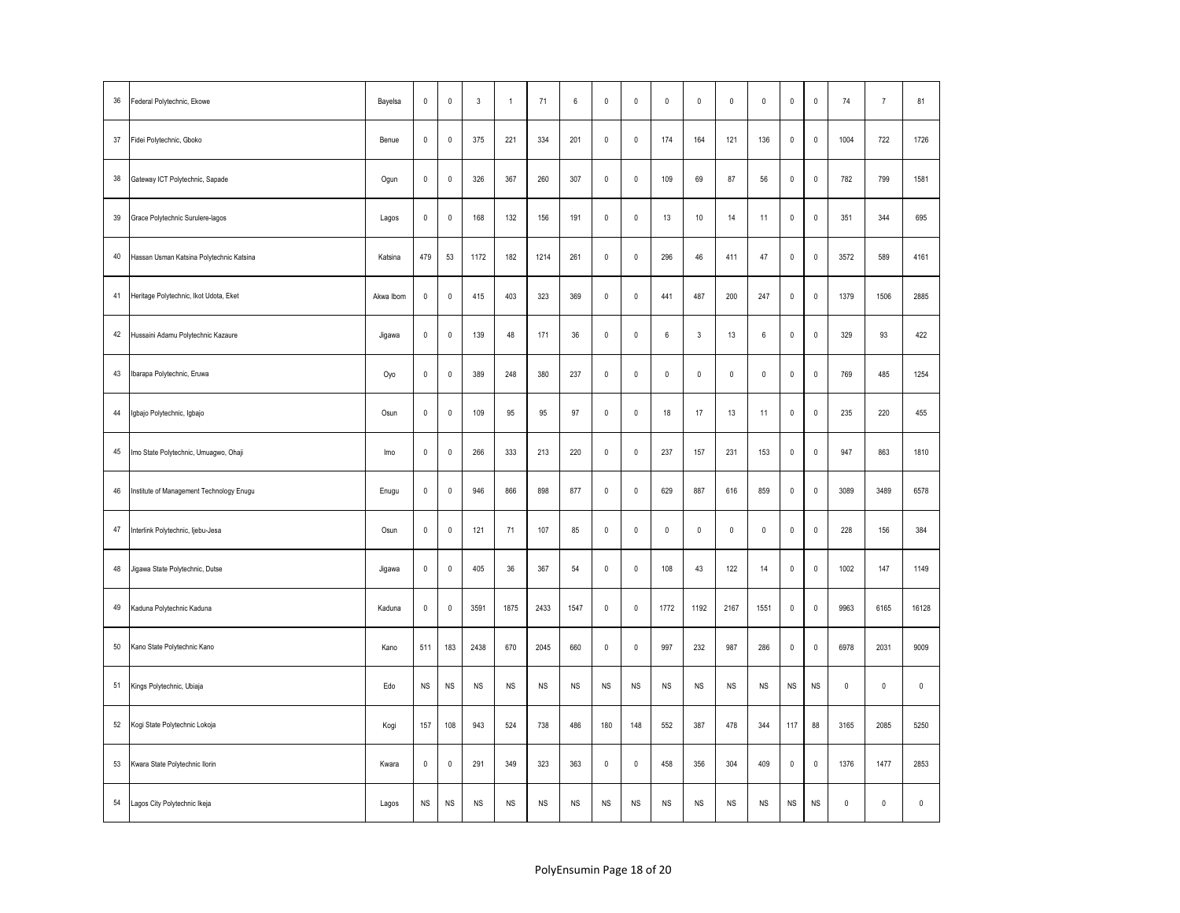| | | | | | | | | | | | | | | | | | | | | |
|---|---|---|---|---|---|---|---|---|---|---|---|---|---|---|---|---|---|---|---|---|
| 36 | Federal Polytechnic, Ekowe | Bayelsa | 0 | 0 | 3 | 1 | 71 | 6 | 0 | 0 | 0 | 0 | 0 | 0 | 0 | 0 | 74 | 7 | 81 |
| 37 | Fidei Polytechnic, Gboko | Benue | 0 | 0 | 375 | 221 | 334 | 201 | 0 | 0 | 174 | 164 | 121 | 136 | 0 | 0 | 1004 | 722 | 1726 |
| 38 | Gateway ICT Polytechnic, Sapade | Ogun | 0 | 0 | 326 | 367 | 260 | 307 | 0 | 0 | 109 | 69 | 87 | 56 | 0 | 0 | 782 | 799 | 1581 |
| 39 | Grace Polytechnic Surulere-lagos | Lagos | 0 | 0 | 168 | 132 | 156 | 191 | 0 | 0 | 13 | 10 | 14 | 11 | 0 | 0 | 351 | 344 | 695 |
| 40 | Hassan Usman Katsina Polytechnic Katsina | Katsina | 479 | 53 | 1172 | 182 | 1214 | 261 | 0 | 0 | 296 | 46 | 411 | 47 | 0 | 0 | 3572 | 589 | 4161 |
| 41 | Heritage Polytechnic, Ikot Udota, Eket | Akwa Ibom | 0 | 0 | 415 | 403 | 323 | 369 | 0 | 0 | 441 | 487 | 200 | 247 | 0 | 0 | 1379 | 1506 | 2885 |
| 42 | Hussaini Adamu Polytechnic Kazaure | Jigawa | 0 | 0 | 139 | 48 | 171 | 36 | 0 | 0 | 6 | 3 | 13 | 6 | 0 | 0 | 329 | 93 | 422 |
| 43 | Ibarapa Polytechnic, Eruwa | Oyo | 0 | 0 | 389 | 248 | 380 | 237 | 0 | 0 | 0 | 0 | 0 | 0 | 0 | 0 | 769 | 485 | 1254 |
| 44 | Igbajo Polytechnic, Igbajo | Osun | 0 | 0 | 109 | 95 | 95 | 97 | 0 | 0 | 18 | 17 | 13 | 11 | 0 | 0 | 235 | 220 | 455 |
| 45 | Imo State Polytechnic, Umuagwo, Ohaji | Imo | 0 | 0 | 266 | 333 | 213 | 220 | 0 | 0 | 237 | 157 | 231 | 153 | 0 | 0 | 947 | 863 | 1810 |
| 46 | Institute of Management Technology Enugu | Enugu | 0 | 0 | 946 | 866 | 898 | 877 | 0 | 0 | 629 | 887 | 616 | 859 | 0 | 0 | 3089 | 3489 | 6578 |
| 47 | Interlink Polytechnic, Ijebu-Jesa | Osun | 0 | 0 | 121 | 71 | 107 | 85 | 0 | 0 | 0 | 0 | 0 | 0 | 0 | 0 | 228 | 156 | 384 |
| 48 | Jigawa State Polytechnic, Dutse | Jigawa | 0 | 0 | 405 | 36 | 367 | 54 | 0 | 0 | 108 | 43 | 122 | 14 | 0 | 0 | 1002 | 147 | 1149 |
| 49 | Kaduna Polytechnic Kaduna | Kaduna | 0 | 0 | 3591 | 1875 | 2433 | 1547 | 0 | 0 | 1772 | 1192 | 2167 | 1551 | 0 | 0 | 9963 | 6165 | 16128 |
| 50 | Kano State Polytechnic Kano | Kano | 511 | 183 | 2438 | 670 | 2045 | 660 | 0 | 0 | 997 | 232 | 987 | 286 | 0 | 0 | 6978 | 2031 | 9009 |
| 51 | Kings Polytechnic, Ubiaja | Edo | NS | NS | NS | NS | NS | NS | NS | NS | NS | NS | NS | NS | NS | NS | 0 | 0 | 0 |
| 52 | Kogi State Polytechnic Lokoja | Kogi | 157 | 108 | 943 | 524 | 738 | 486 | 180 | 148 | 552 | 387 | 478 | 344 | 117 | 88 | 3165 | 2085 | 5250 |
| 53 | Kwara State Polytechnic Ilorin | Kwara | 0 | 0 | 291 | 349 | 323 | 363 | 0 | 0 | 458 | 356 | 304 | 409 | 0 | 0 | 1376 | 1477 | 2853 |
| 54 | Lagos City Polytechnic Ikeja | Lagos | NS | NS | NS | NS | NS | NS | NS | NS | NS | NS | NS | NS | NS | NS | 0 | 0 | 0 |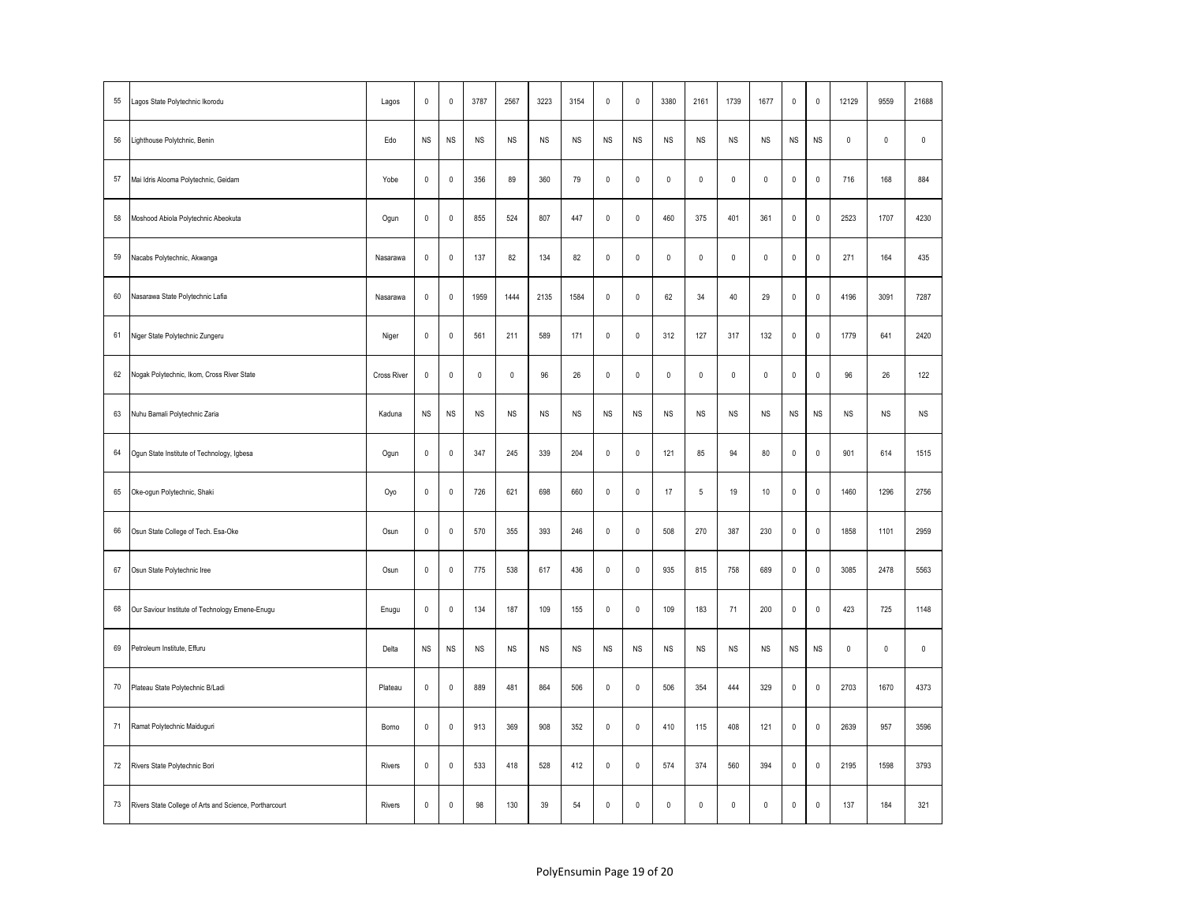| | | | | | | | | | | | | | | | | | | | | |
|---|---|---|---|---|---|---|---|---|---|---|---|---|---|---|---|---|---|---|---|---|
| 55 | Lagos State Polytechnic Ikorodu | Lagos | 0 | 0 | 3787 | 2567 | 3223 | 3154 | 0 | 0 | 3380 | 2161 | 1739 | 1677 | 0 | 0 | 12129 | 9559 | 21688 |
| 56 | Lighthouse Polytchnic, Benin | Edo | NS | NS | NS | NS | NS | NS | NS | NS | NS | NS | NS | NS | NS | NS | 0 | 0 | 0 |
| 57 | Mai Idris Alooma Polytechnic, Geidam | Yobe | 0 | 0 | 356 | 89 | 360 | 79 | 0 | 0 | 0 | 0 | 0 | 0 | 0 | 0 | 716 | 168 | 884 |
| 58 | Moshood Abiola Polytechnic Abeokuta | Ogun | 0 | 0 | 855 | 524 | 807 | 447 | 0 | 0 | 460 | 375 | 401 | 361 | 0 | 0 | 2523 | 1707 | 4230 |
| 59 | Nacabs Polytechnic, Akwanga | Nasarawa | 0 | 0 | 137 | 82 | 134 | 82 | 0 | 0 | 0 | 0 | 0 | 0 | 0 | 0 | 271 | 164 | 435 |
| 60 | Nasarawa State Polytechnic Lafia | Nasarawa | 0 | 0 | 1959 | 1444 | 2135 | 1584 | 0 | 0 | 62 | 34 | 40 | 29 | 0 | 0 | 4196 | 3091 | 7287 |
| 61 | Niger State Polytechnic Zungeru | Niger | 0 | 0 | 561 | 211 | 589 | 171 | 0 | 0 | 312 | 127 | 317 | 132 | 0 | 0 | 1779 | 641 | 2420 |
| 62 | Nogak Polytechnic, Ikom, Cross River State | Cross River | 0 | 0 | 0 | 0 | 96 | 26 | 0 | 0 | 0 | 0 | 0 | 0 | 0 | 0 | 96 | 26 | 122 |
| 63 | Nuhu Bamali Polytechnic Zaria | Kaduna | NS | NS | NS | NS | NS | NS | NS | NS | NS | NS | NS | NS | NS | NS | NS | NS | NS |
| 64 | Ogun State Institute of Technology, Igbesa | Ogun | 0 | 0 | 347 | 245 | 339 | 204 | 0 | 0 | 121 | 85 | 94 | 80 | 0 | 0 | 901 | 614 | 1515 |
| 65 | Oke-ogun Polytechnic, Shaki | Oyo | 0 | 0 | 726 | 621 | 698 | 660 | 0 | 0 | 17 | 5 | 19 | 10 | 0 | 0 | 1460 | 1296 | 2756 |
| 66 | Osun State College of Tech. Esa-Oke | Osun | 0 | 0 | 570 | 355 | 393 | 246 | 0 | 0 | 508 | 270 | 387 | 230 | 0 | 0 | 1858 | 1101 | 2959 |
| 67 | Osun State Polytechnic Iree | Osun | 0 | 0 | 775 | 538 | 617 | 436 | 0 | 0 | 935 | 815 | 758 | 689 | 0 | 0 | 3085 | 2478 | 5563 |
| 68 | Our Saviour Institute of Technology Emene-Enugu | Enugu | 0 | 0 | 134 | 187 | 109 | 155 | 0 | 0 | 109 | 183 | 71 | 200 | 0 | 0 | 423 | 725 | 1148 |
| 69 | Petroleum Institute, Effuru | Delta | NS | NS | NS | NS | NS | NS | NS | NS | NS | NS | NS | NS | NS | NS | 0 | 0 | 0 |
| 70 | Plateau State Polytechnic B/Ladi | Plateau | 0 | 0 | 889 | 481 | 864 | 506 | 0 | 0 | 506 | 354 | 444 | 329 | 0 | 0 | 2703 | 1670 | 4373 |
| 71 | Ramat Polytechnic Maiduguri | Borno | 0 | 0 | 913 | 369 | 908 | 352 | 0 | 0 | 410 | 115 | 408 | 121 | 0 | 0 | 2639 | 957 | 3596 |
| 72 | Rivers State Polytechnic Bori | Rivers | 0 | 0 | 533 | 418 | 528 | 412 | 0 | 0 | 574 | 374 | 560 | 394 | 0 | 0 | 2195 | 1598 | 3793 |
| 73 | Rivers State College of Arts and Science, Portharcourt | Rivers | 0 | 0 | 98 | 130 | 39 | 54 | 0 | 0 | 0 | 0 | 0 | 0 | 0 | 0 | 137 | 184 | 321 |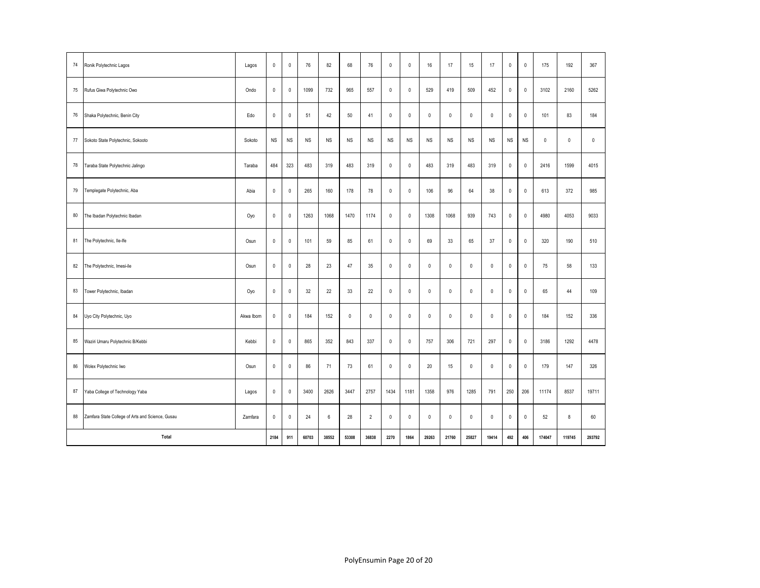| | | | | | | | | | | | | | | | | | | | | |
|---|---|---|---|---|---|---|---|---|---|---|---|---|---|---|---|---|---|---|---|---|
| 74 | Ronik Polytechnic Lagos | Lagos | 0 | 0 | 76 | 82 | 68 | 76 | 0 | 0 | 16 | 17 | 15 | 17 | 0 | 0 | 175 | 192 | 367 |
| 75 | Rufus Giwa Polytechnic Owo | Ondo | 0 | 0 | 1099 | 732 | 965 | 557 | 0 | 0 | 529 | 419 | 509 | 452 | 0 | 0 | 3102 | 2160 | 5262 |
| 76 | Shaka Polytechnic, Benin City | Edo | 0 | 0 | 51 | 42 | 50 | 41 | 0 | 0 | 0 | 0 | 0 | 0 | 0 | 0 | 101 | 83 | 184 |
| 77 | Sokoto State Polytechnic, Sokooto | Sokoto | NS | NS | NS | NS | NS | NS | NS | NS | NS | NS | NS | NS | NS | NS | 0 | 0 | 0 |
| 78 | Taraba State Polytechnic Jalingo | Taraba | 484 | 323 | 483 | 319 | 483 | 319 | 0 | 0 | 483 | 319 | 483 | 319 | 0 | 0 | 2416 | 1599 | 4015 |
| 79 | Templegate Polytechnic, Aba | Abia | 0 | 0 | 265 | 160 | 178 | 78 | 0 | 0 | 106 | 96 | 64 | 38 | 0 | 0 | 613 | 372 | 985 |
| 80 | The Ibadan Polytechnic Ibadan | Oyo | 0 | 0 | 1263 | 1068 | 1470 | 1174 | 0 | 0 | 1308 | 1068 | 939 | 743 | 0 | 0 | 4980 | 4053 | 9033 |
| 81 | The Polytechnic, Ile-Ife | Osun | 0 | 0 | 101 | 59 | 85 | 61 | 0 | 0 | 69 | 33 | 65 | 37 | 0 | 0 | 320 | 190 | 510 |
| 82 | The Polytechnic, Imesi-ile | Osun | 0 | 0 | 28 | 23 | 47 | 35 | 0 | 0 | 0 | 0 | 0 | 0 | 0 | 0 | 75 | 58 | 133 |
| 83 | Tower Polytechnic, Ibadan | Oyo | 0 | 0 | 32 | 22 | 33 | 22 | 0 | 0 | 0 | 0 | 0 | 0 | 0 | 0 | 65 | 44 | 109 |
| 84 | Uyo City Polytechnic, Uyo | Akwa Ibom | 0 | 0 | 184 | 152 | 0 | 0 | 0 | 0 | 0 | 0 | 0 | 0 | 0 | 0 | 184 | 152 | 336 |
| 85 | Waziri Umaru Polytechnic B/Kebbi | Kebbi | 0 | 0 | 865 | 352 | 843 | 337 | 0 | 0 | 757 | 306 | 721 | 297 | 0 | 0 | 3186 | 1292 | 4478 |
| 86 | Wolex Polytechnic Iwo | Osun | 0 | 0 | 86 | 71 | 73 | 61 | 0 | 0 | 20 | 15 | 0 | 0 | 0 | 0 | 179 | 147 | 326 |
| 87 | Yaba College of Technology Yaba | Lagos | 0 | 0 | 3400 | 2626 | 3447 | 2757 | 1434 | 1181 | 1358 | 976 | 1285 | 791 | 250 | 206 | 11174 | 8537 | 19711 |
| 88 | Zamfara State College of Arts and Science, Gusau | Zamfara | 0 | 0 | 24 | 6 | 28 | 2 | 0 | 0 | 0 | 0 | 0 | 0 | 0 | 0 | 52 | 8 | 60 |
| **Total** | | | **2184** | **911** | **60703** | **38552** | **53308** | **36838** | **2270** | **1864** | **29263** | **21760** | **25827** | **19414** | **492** | **406** | **174047** | **119745** | **293792** |